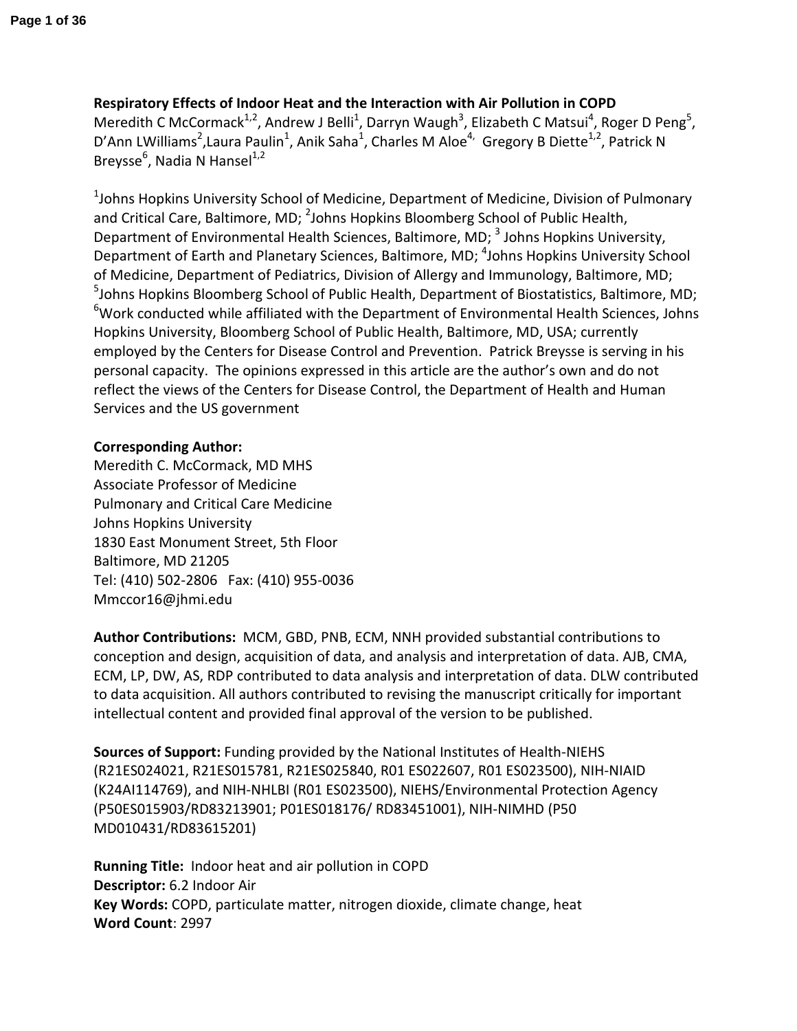**Respiratory Effects of Indoor Heat and the Interaction with Air Pollution in COPD**

Meredith C McCormack[1,2], Andrew J Belli[1], Darryn Waugh[3], Elizabeth C Matsui[4], Roger D Peng[5], D'Ann LWilliams[2],Laura Paulin[1], Anik Saha[1], Charles M Aloe[4], Gregory B Diette[1,2], Patrick N Breysse[6], Nadia N Hansel[1,2]

[1]Johns Hopkins University School of Medicine, Department of Medicine, Division of Pulmonary and Critical Care, Baltimore, MD; [2]Johns Hopkins Bloomberg School of Public Health, Department of Environmental Health Sciences, Baltimore, MD; [3] Johns Hopkins University, Department of Earth and Planetary Sciences, Baltimore, MD; [4]Johns Hopkins University School of Medicine, Department of Pediatrics, Division of Allergy and Immunology, Baltimore, MD; [5]Johns Hopkins Bloomberg School of Public Health, Department of Biostatistics, Baltimore, MD; [6]Work conducted while affiliated with the Department of Environmental Health Sciences, Johns Hopkins University, Bloomberg School of Public Health, Baltimore, MD, USA; currently employed by the Centers for Disease Control and Prevention. Patrick Breysse is serving in his personal capacity. The opinions expressed in this article are the author's own and do not reflect the views of the Centers for Disease Control, the Department of Health and Human Services and the US government

**Corresponding Author:**
Meredith C. McCormack, MD MHS
Associate Professor of Medicine
Pulmonary and Critical Care Medicine
Johns Hopkins University
1830 East Monument Street, 5th Floor
Baltimore, MD 21205
Tel: (410) 502-2806 Fax: (410) 955-0036
Mmccor16@jhmi.edu

**Author Contributions:** MCM, GBD, PNB, ECM, NNH provided substantial contributions to conception and design, acquisition of data, and analysis and interpretation of data. AJB, CMA, ECM, LP, DW, AS, RDP contributed to data analysis and interpretation of data. DLW contributed to data acquisition. All authors contributed to revising the manuscript critically for important intellectual content and provided final approval of the version to be published.

**Sources of Support:** Funding provided by the National Institutes of Health-NIEHS (R21ES024021, R21ES015781, R21ES025840, R01 ES022607, R01 ES023500), NIH-NIAID (K24AI114769), and NIH-NHLBI (R01 ES023500), NIEHS/Environmental Protection Agency (P50ES015903/RD83213901; P01ES018176/ RD83451001), NIH-NIMHD (P50 MD010431/RD83615201)

**Running Title:** Indoor heat and air pollution in COPD
**Descriptor:** 6.2 Indoor Air
**Key Words:** COPD, particulate matter, nitrogen dioxide, climate change, heat
**Word Count**: 2997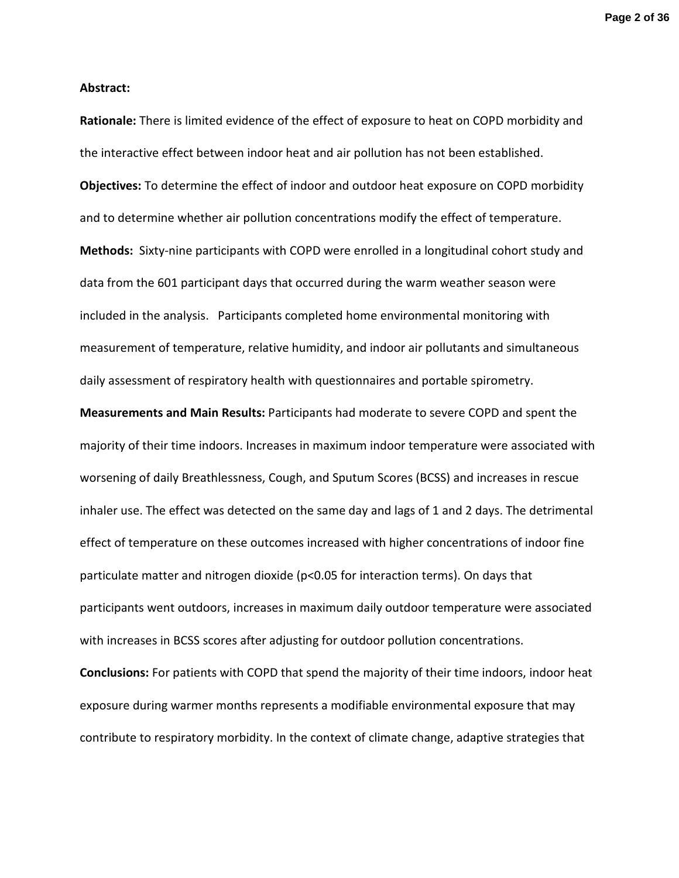**Abstract:**

**Rationale:** There is limited evidence of the effect of exposure to heat on COPD morbidity and the interactive effect between indoor heat and air pollution has not been established.

**Objectives:** To determine the effect of indoor and outdoor heat exposure on COPD morbidity and to determine whether air pollution concentrations modify the effect of temperature.

**Methods:** Sixty-nine participants with COPD were enrolled in a longitudinal cohort study and data from the 601 participant days that occurred during the warm weather season were included in the analysis. Participants completed home environmental monitoring with measurement of temperature, relative humidity, and indoor air pollutants and simultaneous daily assessment of respiratory health with questionnaires and portable spirometry.

**Measurements and Main Results:** Participants had moderate to severe COPD and spent the majority of their time indoors. Increases in maximum indoor temperature were associated with worsening of daily Breathlessness, Cough, and Sputum Scores (BCSS) and increases in rescue inhaler use. The effect was detected on the same day and lags of 1 and 2 days. The detrimental effect of temperature on these outcomes increased with higher concentrations of indoor fine particulate matter and nitrogen dioxide ($p<0.05$ for interaction terms). On days that participants went outdoors, increases in maximum daily outdoor temperature were associated with increases in BCSS scores after adjusting for outdoor pollution concentrations.

**Conclusions:** For patients with COPD that spend the majority of their time indoors, indoor heat exposure during warmer months represents a modifiable environmental exposure that may contribute to respiratory morbidity. In the context of climate change, adaptive strategies that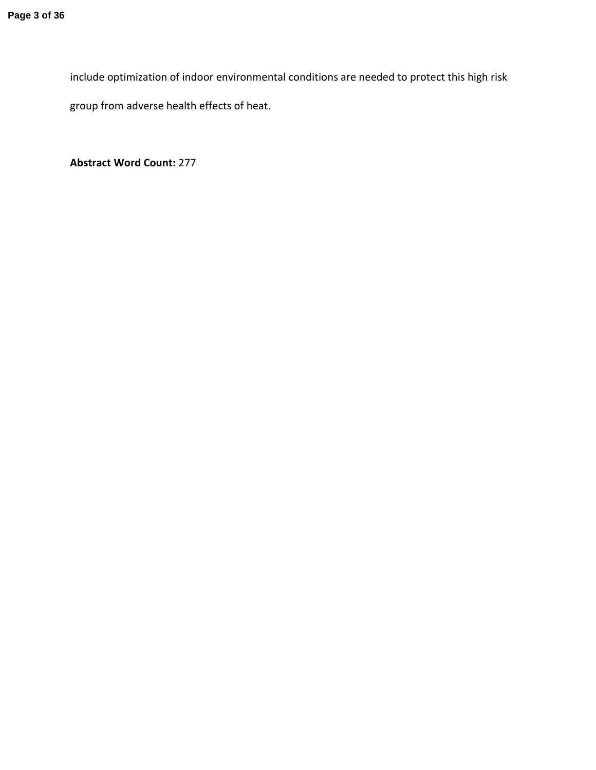include optimization of indoor environmental conditions are needed to protect this high risk group from adverse health effects of heat.

**Abstract Word Count:** 277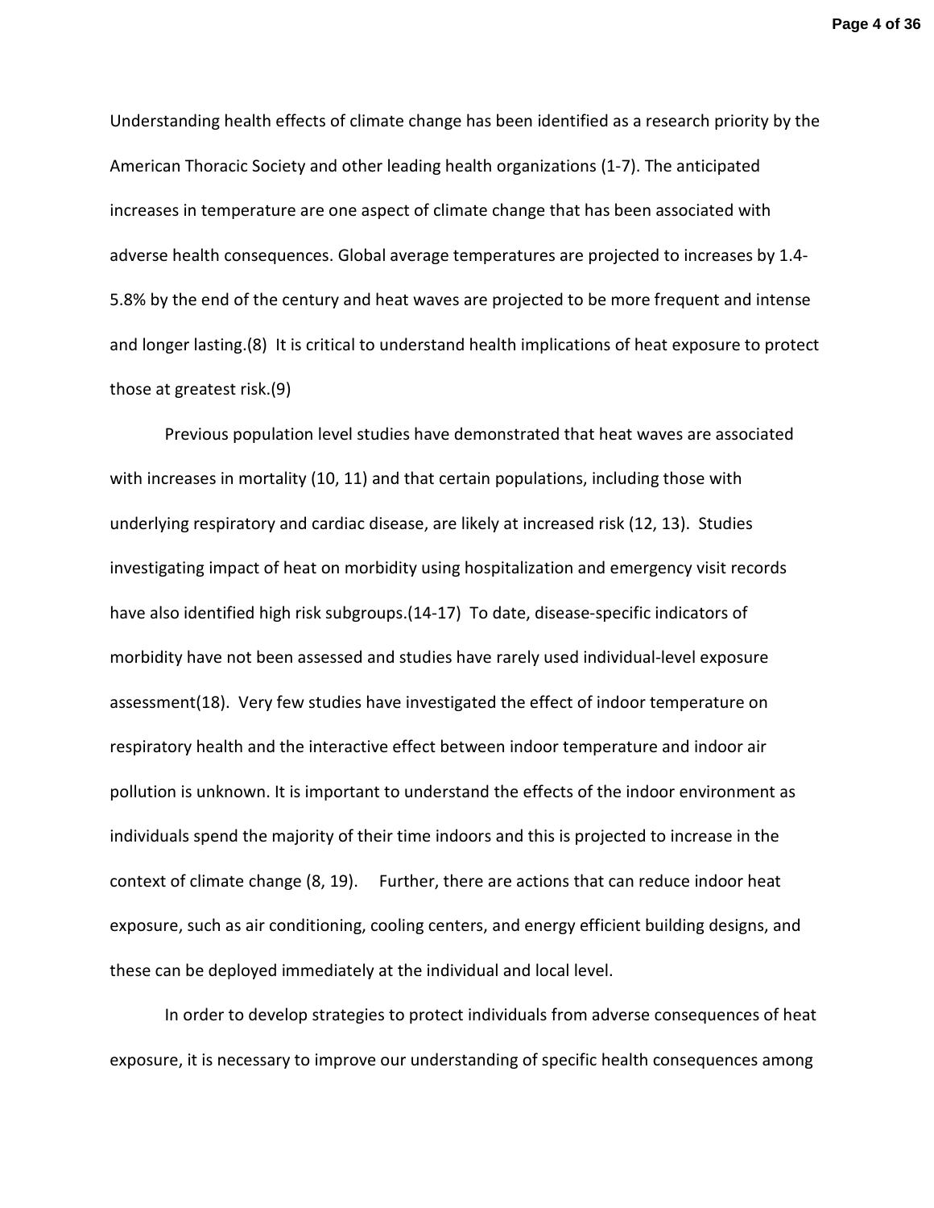Understanding health effects of climate change has been identified as a research priority by the American Thoracic Society and other leading health organizations (1-7). The anticipated increases in temperature are one aspect of climate change that has been associated with adverse health consequences. Global average temperatures are projected to increases by 1.4-5.8% by the end of the century and heat waves are projected to be more frequent and intense and longer lasting.(8) It is critical to understand health implications of heat exposure to protect those at greatest risk.(9)

Previous population level studies have demonstrated that heat waves are associated with increases in mortality (10, 11) and that certain populations, including those with underlying respiratory and cardiac disease, are likely at increased risk (12, 13). Studies investigating impact of heat on morbidity using hospitalization and emergency visit records have also identified high risk subgroups.(14-17) To date, disease-specific indicators of morbidity have not been assessed and studies have rarely used individual-level exposure assessment(18). Very few studies have investigated the effect of indoor temperature on respiratory health and the interactive effect between indoor temperature and indoor air pollution is unknown. It is important to understand the effects of the indoor environment as individuals spend the majority of their time indoors and this is projected to increase in the context of climate change (8, 19). Further, there are actions that can reduce indoor heat exposure, such as air conditioning, cooling centers, and energy efficient building designs, and these can be deployed immediately at the individual and local level.

In order to develop strategies to protect individuals from adverse consequences of heat exposure, it is necessary to improve our understanding of specific health consequences among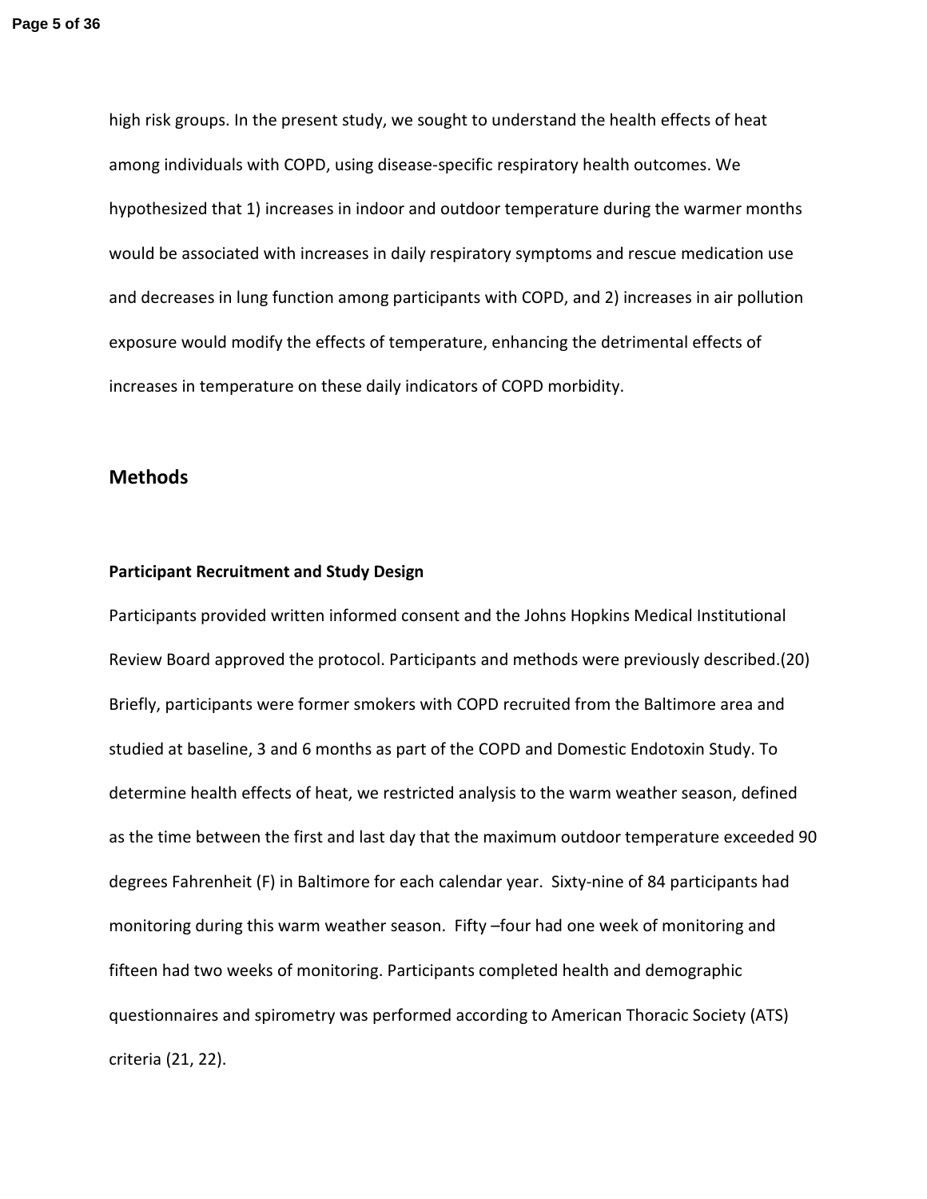high risk groups. In the present study, we sought to understand the health effects of heat among individuals with COPD, using disease-specific respiratory health outcomes. We hypothesized that 1) increases in indoor and outdoor temperature during the warmer months would be associated with increases in daily respiratory symptoms and rescue medication use and decreases in lung function among participants with COPD, and 2) increases in air pollution exposure would modify the effects of temperature, enhancing the detrimental effects of increases in temperature on these daily indicators of COPD morbidity.

## Methods

### Participant Recruitment and Study Design

Participants provided written informed consent and the Johns Hopkins Medical Institutional Review Board approved the protocol. Participants and methods were previously described.(20) Briefly, participants were former smokers with COPD recruited from the Baltimore area and studied at baseline, 3 and 6 months as part of the COPD and Domestic Endotoxin Study. To determine health effects of heat, we restricted analysis to the warm weather season, defined as the time between the first and last day that the maximum outdoor temperature exceeded 90 degrees Fahrenheit (F) in Baltimore for each calendar year. Sixty-nine of 84 participants had monitoring during this warm weather season. Fifty –four had one week of monitoring and fifteen had two weeks of monitoring. Participants completed health and demographic questionnaires and spirometry was performed according to American Thoracic Society (ATS) criteria (21, 22).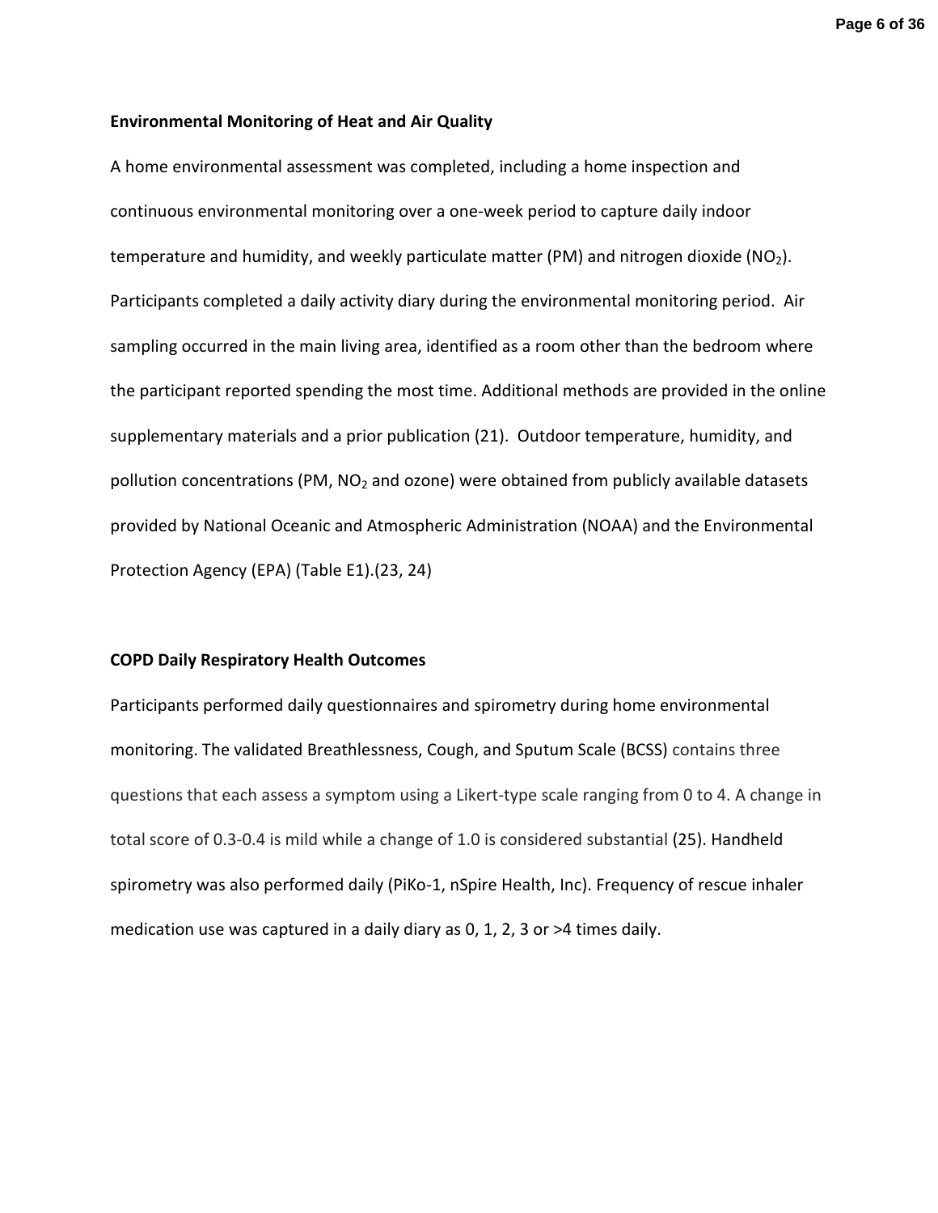**Environmental Monitoring of Heat and Air Quality**

A home environmental assessment was completed, including a home inspection and continuous environmental monitoring over a one-week period to capture daily indoor temperature and humidity, and weekly particulate matter (PM) and nitrogen dioxide ($NO_2$). Participants completed a daily activity diary during the environmental monitoring period. Air sampling occurred in the main living area, identified as a room other than the bedroom where the participant reported spending the most time. Additional methods are provided in the online supplementary materials and a prior publication (21). Outdoor temperature, humidity, and pollution concentrations (PM, $NO_2$ and ozone) were obtained from publicly available datasets provided by National Oceanic and Atmospheric Administration (NOAA) and the Environmental Protection Agency (EPA) (Table E1).(23, 24)

**COPD Daily Respiratory Health Outcomes**

Participants performed daily questionnaires and spirometry during home environmental monitoring. The validated Breathlessness, Cough, and Sputum Scale (BCSS) contains three questions that each assess a symptom using a Likert-type scale ranging from 0 to 4. A change in total score of 0.3-0.4 is mild while a change of 1.0 is considered substantial (25). Handheld spirometry was also performed daily (PiKo-1, nSpire Health, Inc). Frequency of rescue inhaler medication use was captured in a daily diary as 0, 1, 2, 3 or >4 times daily.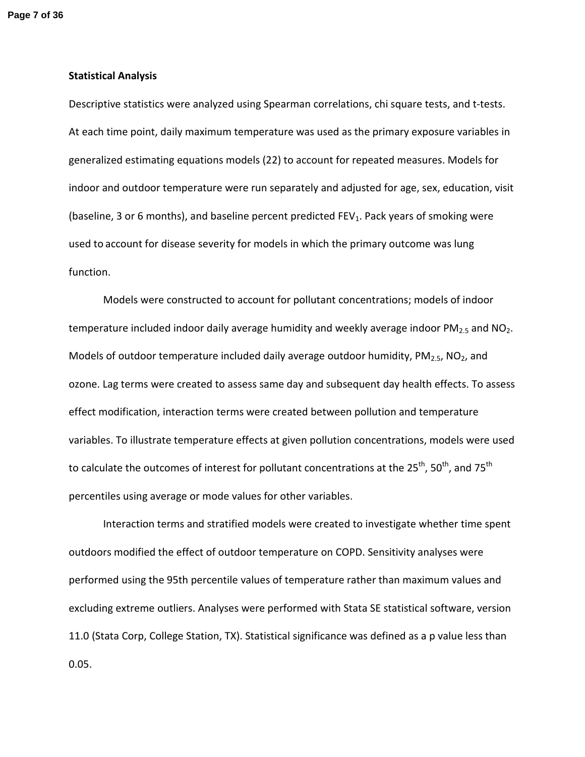**Statistical Analysis**

Descriptive statistics were analyzed using Spearman correlations, chi square tests, and t-tests. At each time point, daily maximum temperature was used as the primary exposure variables in generalized estimating equations models (22) to account for repeated measures. Models for indoor and outdoor temperature were run separately and adjusted for age, sex, education, visit (baseline, 3 or 6 months), and baseline percent predicted $FEV_1$. Pack years of smoking were used to account for disease severity for models in which the primary outcome was lung function.

Models were constructed to account for pollutant concentrations; models of indoor temperature included indoor daily average humidity and weekly average indoor $PM_{2.5}$ and $NO_2$. Models of outdoor temperature included daily average outdoor humidity, $PM_{2.5}$, $NO_2$, and ozone. Lag terms were created to assess same day and subsequent day health effects. To assess effect modification, interaction terms were created between pollution and temperature variables. To illustrate temperature effects at given pollution concentrations, models were used to calculate the outcomes of interest for pollutant concentrations at the 25$^{th}$, 50$^{th}$, and 75$^{th}$ percentiles using average or mode values for other variables.

Interaction terms and stratified models were created to investigate whether time spent outdoors modified the effect of outdoor temperature on COPD. Sensitivity analyses were performed using the 95th percentile values of temperature rather than maximum values and excluding extreme outliers. Analyses were performed with Stata SE statistical software, version 11.0 (Stata Corp, College Station, TX). Statistical significance was defined as a p value less than 0.05.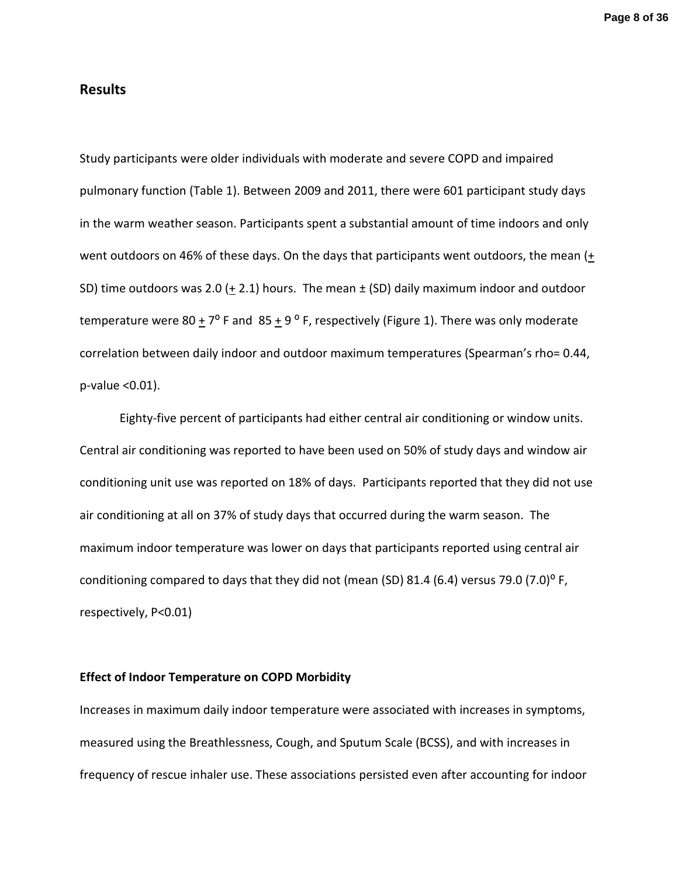## Results

Study participants were older individuals with moderate and severe COPD and impaired pulmonary function (Table 1). Between 2009 and 2011, there were 601 participant study days in the warm weather season. Participants spent a substantial amount of time indoors and only went outdoors on 46% of these days. On the days that participants went outdoors, the mean ($\pm$ SD) time outdoors was 2.0 ($\pm$ 2.1) hours. The mean ± (SD) daily maximum indoor and outdoor temperature were 80 $\pm$ 7$^{o}$ F and 85 $\pm$ 9 $^{o}$ F, respectively (Figure 1). There was only moderate correlation between daily indoor and outdoor maximum temperatures (Spearman's rho= 0.44, p-value <0.01).

Eighty-five percent of participants had either central air conditioning or window units. Central air conditioning was reported to have been used on 50% of study days and window air conditioning unit use was reported on 18% of days. Participants reported that they did not use air conditioning at all on 37% of study days that occurred during the warm season. The maximum indoor temperature was lower on days that participants reported using central air conditioning compared to days that they did not (mean (SD) 81.4 (6.4) versus 79.0 (7.0)$^{o}$ F, respectively, P<0.01)

### Effect of Indoor Temperature on COPD Morbidity

Increases in maximum daily indoor temperature were associated with increases in symptoms, measured using the Breathlessness, Cough, and Sputum Scale (BCSS), and with increases in frequency of rescue inhaler use. These associations persisted even after accounting for indoor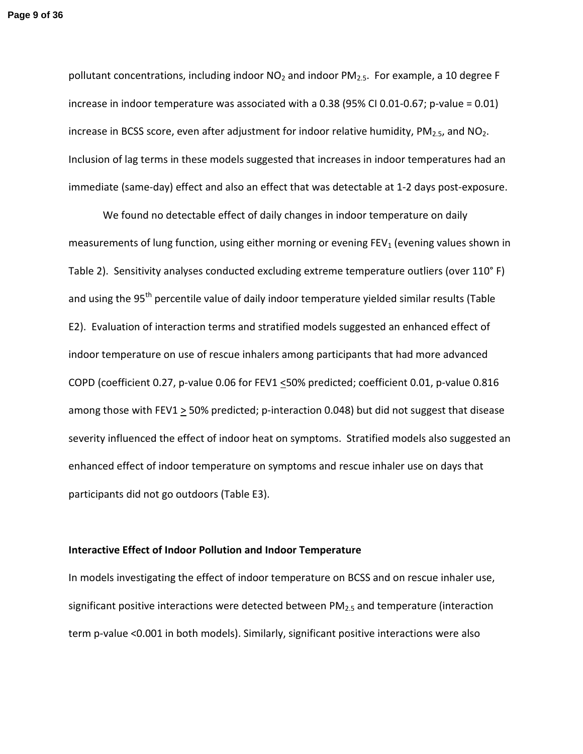pollutant concentrations, including indoor $NO_2$ and indoor $PM_{2.5}$. For example, a 10 degree F increase in indoor temperature was associated with a 0.38 (95% CI 0.01-0.67; p-value = 0.01) increase in BCSS score, even after adjustment for indoor relative humidity, $PM_{2.5}$, and $NO_2$. Inclusion of lag terms in these models suggested that increases in indoor temperatures had an immediate (same-day) effect and also an effect that was detectable at 1-2 days post-exposure.

We found no detectable effect of daily changes in indoor temperature on daily measurements of lung function, using either morning or evening $FEV_1$ (evening values shown in Table 2). Sensitivity analyses conducted excluding extreme temperature outliers (over 110° F) and using the 95th percentile value of daily indoor temperature yielded similar results (Table E2). Evaluation of interaction terms and stratified models suggested an enhanced effect of indoor temperature on use of rescue inhalers among participants that had more advanced COPD (coefficient 0.27, p-value 0.06 for FEV1 ≤50% predicted; coefficient 0.01, p-value 0.816 among those with FEV1 ≥ 50% predicted; p-interaction 0.048) but did not suggest that disease severity influenced the effect of indoor heat on symptoms. Stratified models also suggested an enhanced effect of indoor temperature on symptoms and rescue inhaler use on days that participants did not go outdoors (Table E3).

**Interactive Effect of Indoor Pollution and Indoor Temperature**

In models investigating the effect of indoor temperature on BCSS and on rescue inhaler use, significant positive interactions were detected between $PM_{2.5}$ and temperature (interaction term p-value <0.001 in both models). Similarly, significant positive interactions were also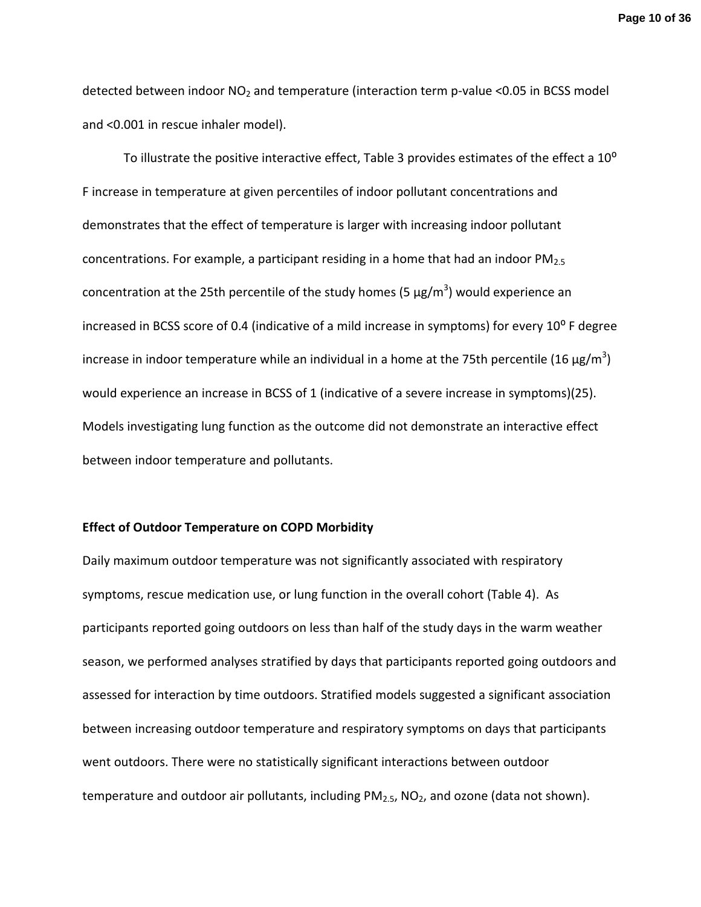detected between indoor $NO_2$ and temperature (interaction term p-value <0.05 in BCSS model and <0.001 in rescue inhaler model).

To illustrate the positive interactive effect, Table 3 provides estimates of the effect a $10^{o}$ F increase in temperature at given percentiles of indoor pollutant concentrations and demonstrates that the effect of temperature is larger with increasing indoor pollutant concentrations. For example, a participant residing in a home that had an indoor $PM_{2.5}$ concentration at the 25th percentile of the study homes (5 $\mu g/m^3$) would experience an increased in BCSS score of 0.4 (indicative of a mild increase in symptoms) for every $10^{o}$ F degree increase in indoor temperature while an individual in a home at the 75th percentile (16 $\mu g/m^3$) would experience an increase in BCSS of 1 (indicative of a severe increase in symptoms)(25). Models investigating lung function as the outcome did not demonstrate an interactive effect between indoor temperature and pollutants.

**Effect of Outdoor Temperature on COPD Morbidity**

Daily maximum outdoor temperature was not significantly associated with respiratory symptoms, rescue medication use, or lung function in the overall cohort (Table 4). As participants reported going outdoors on less than half of the study days in the warm weather season, we performed analyses stratified by days that participants reported going outdoors and assessed for interaction by time outdoors. Stratified models suggested a significant association between increasing outdoor temperature and respiratory symptoms on days that participants went outdoors. There were no statistically significant interactions between outdoor temperature and outdoor air pollutants, including $PM_{2.5}$, $NO_2$, and ozone (data not shown).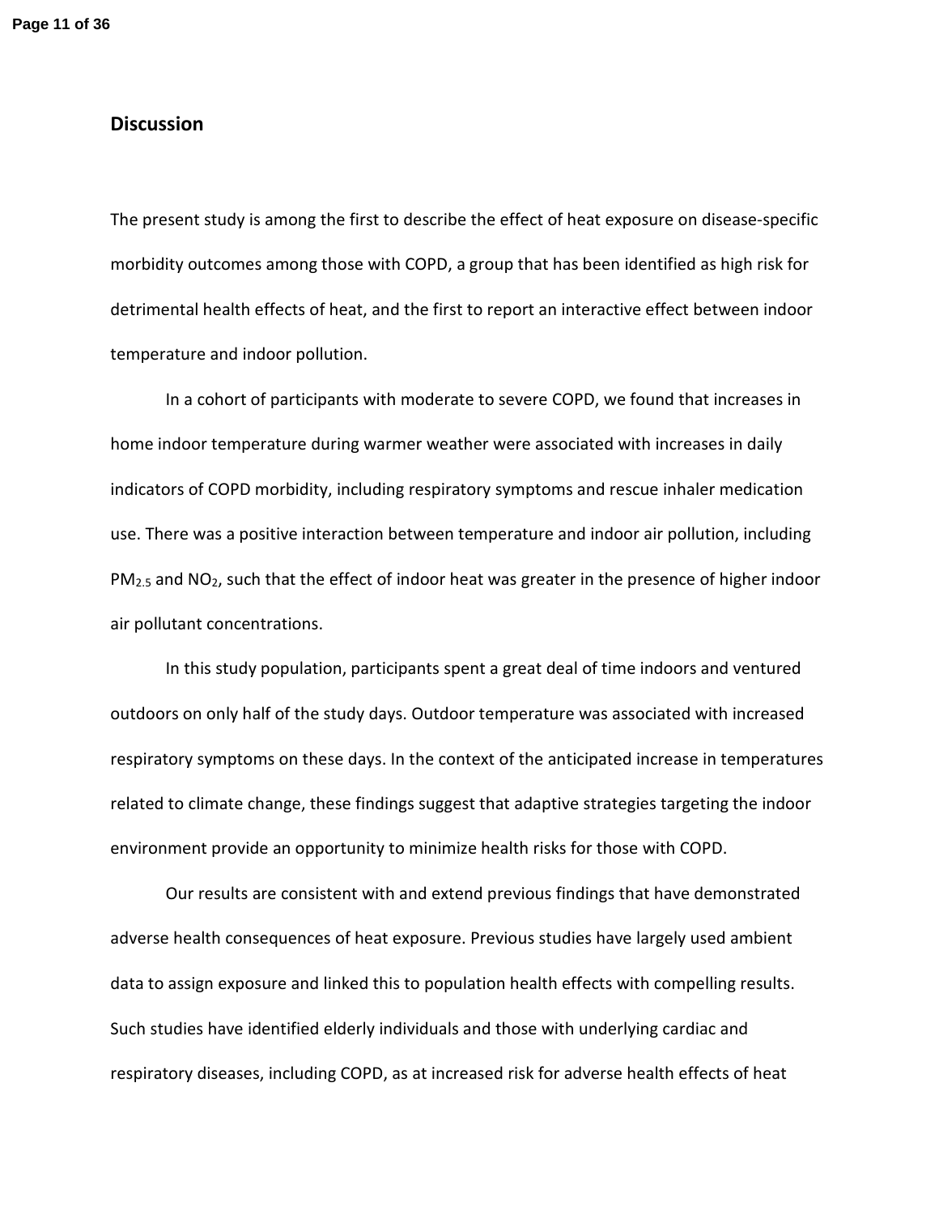## Discussion

The present study is among the first to describe the effect of heat exposure on disease-specific morbidity outcomes among those with COPD, a group that has been identified as high risk for detrimental health effects of heat, and the first to report an interactive effect between indoor temperature and indoor pollution.

In a cohort of participants with moderate to severe COPD, we found that increases in home indoor temperature during warmer weather were associated with increases in daily indicators of COPD morbidity, including respiratory symptoms and rescue inhaler medication use. There was a positive interaction between temperature and indoor air pollution, including $PM_{2.5}$ and $NO_2$, such that the effect of indoor heat was greater in the presence of higher indoor air pollutant concentrations.

In this study population, participants spent a great deal of time indoors and ventured outdoors on only half of the study days. Outdoor temperature was associated with increased respiratory symptoms on these days. In the context of the anticipated increase in temperatures related to climate change, these findings suggest that adaptive strategies targeting the indoor environment provide an opportunity to minimize health risks for those with COPD.

Our results are consistent with and extend previous findings that have demonstrated adverse health consequences of heat exposure. Previous studies have largely used ambient data to assign exposure and linked this to population health effects with compelling results. Such studies have identified elderly individuals and those with underlying cardiac and respiratory diseases, including COPD, as at increased risk for adverse health effects of heat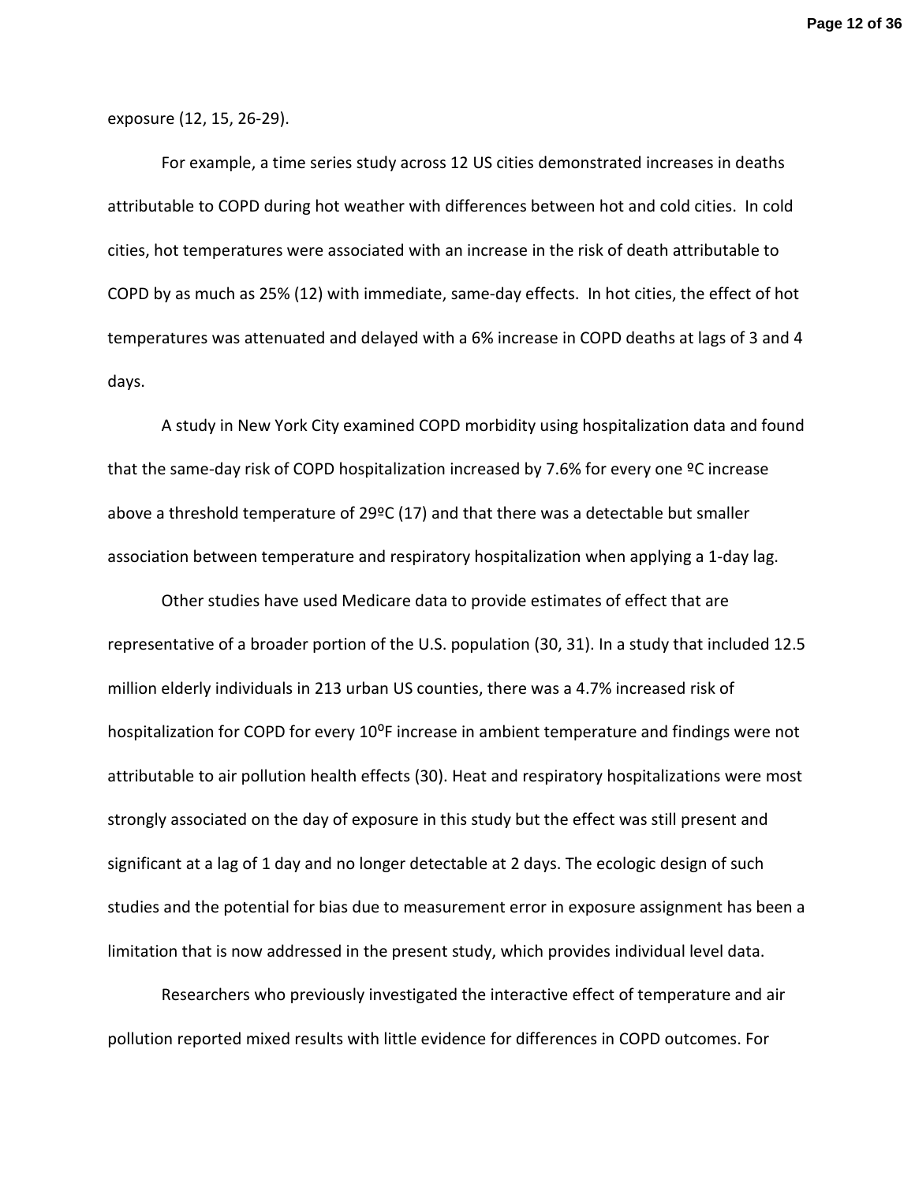exposure (12, 15, 26-29).

For example, a time series study across 12 US cities demonstrated increases in deaths attributable to COPD during hot weather with differences between hot and cold cities. In cold cities, hot temperatures were associated with an increase in the risk of death attributable to COPD by as much as 25% (12) with immediate, same-day effects. In hot cities, the effect of hot temperatures was attenuated and delayed with a 6% increase in COPD deaths at lags of 3 and 4 days.

A study in New York City examined COPD morbidity using hospitalization data and found that the same-day risk of COPD hospitalization increased by 7.6% for every one ºC increase above a threshold temperature of 29ºC (17) and that there was a detectable but smaller association between temperature and respiratory hospitalization when applying a 1-day lag.

Other studies have used Medicare data to provide estimates of effect that are representative of a broader portion of the U.S. population (30, 31). In a study that included 12.5 million elderly individuals in 213 urban US counties, there was a 4.7% increased risk of hospitalization for COPD for every 10ºF increase in ambient temperature and findings were not attributable to air pollution health effects (30). Heat and respiratory hospitalizations were most strongly associated on the day of exposure in this study but the effect was still present and significant at a lag of 1 day and no longer detectable at 2 days. The ecologic design of such studies and the potential for bias due to measurement error in exposure assignment has been a limitation that is now addressed in the present study, which provides individual level data.

Researchers who previously investigated the interactive effect of temperature and air pollution reported mixed results with little evidence for differences in COPD outcomes. For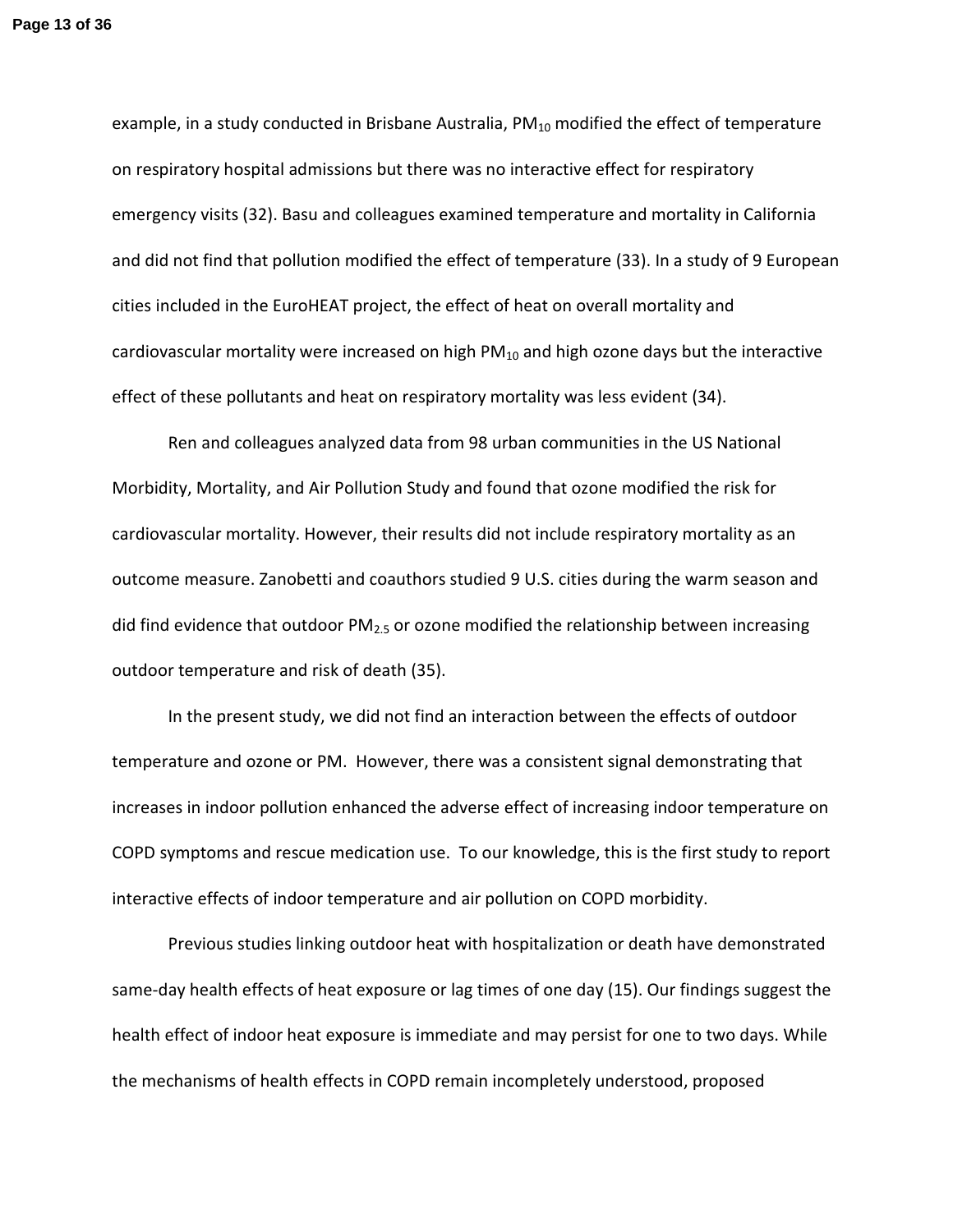example, in a study conducted in Brisbane Australia, $PM_{10}$ modified the effect of temperature on respiratory hospital admissions but there was no interactive effect for respiratory emergency visits (32). Basu and colleagues examined temperature and mortality in California and did not find that pollution modified the effect of temperature (33). In a study of 9 European cities included in the EuroHEAT project, the effect of heat on overall mortality and cardiovascular mortality were increased on high $PM_{10}$ and high ozone days but the interactive effect of these pollutants and heat on respiratory mortality was less evident (34).

Ren and colleagues analyzed data from 98 urban communities in the US National Morbidity, Mortality, and Air Pollution Study and found that ozone modified the risk for cardiovascular mortality. However, their results did not include respiratory mortality as an outcome measure. Zanobetti and coauthors studied 9 U.S. cities during the warm season and did find evidence that outdoor $PM_{2.5}$ or ozone modified the relationship between increasing outdoor temperature and risk of death (35).

In the present study, we did not find an interaction between the effects of outdoor temperature and ozone or PM. However, there was a consistent signal demonstrating that increases in indoor pollution enhanced the adverse effect of increasing indoor temperature on COPD symptoms and rescue medication use. To our knowledge, this is the first study to report interactive effects of indoor temperature and air pollution on COPD morbidity.

Previous studies linking outdoor heat with hospitalization or death have demonstrated same-day health effects of heat exposure or lag times of one day (15). Our findings suggest the health effect of indoor heat exposure is immediate and may persist for one to two days. While the mechanisms of health effects in COPD remain incompletely understood, proposed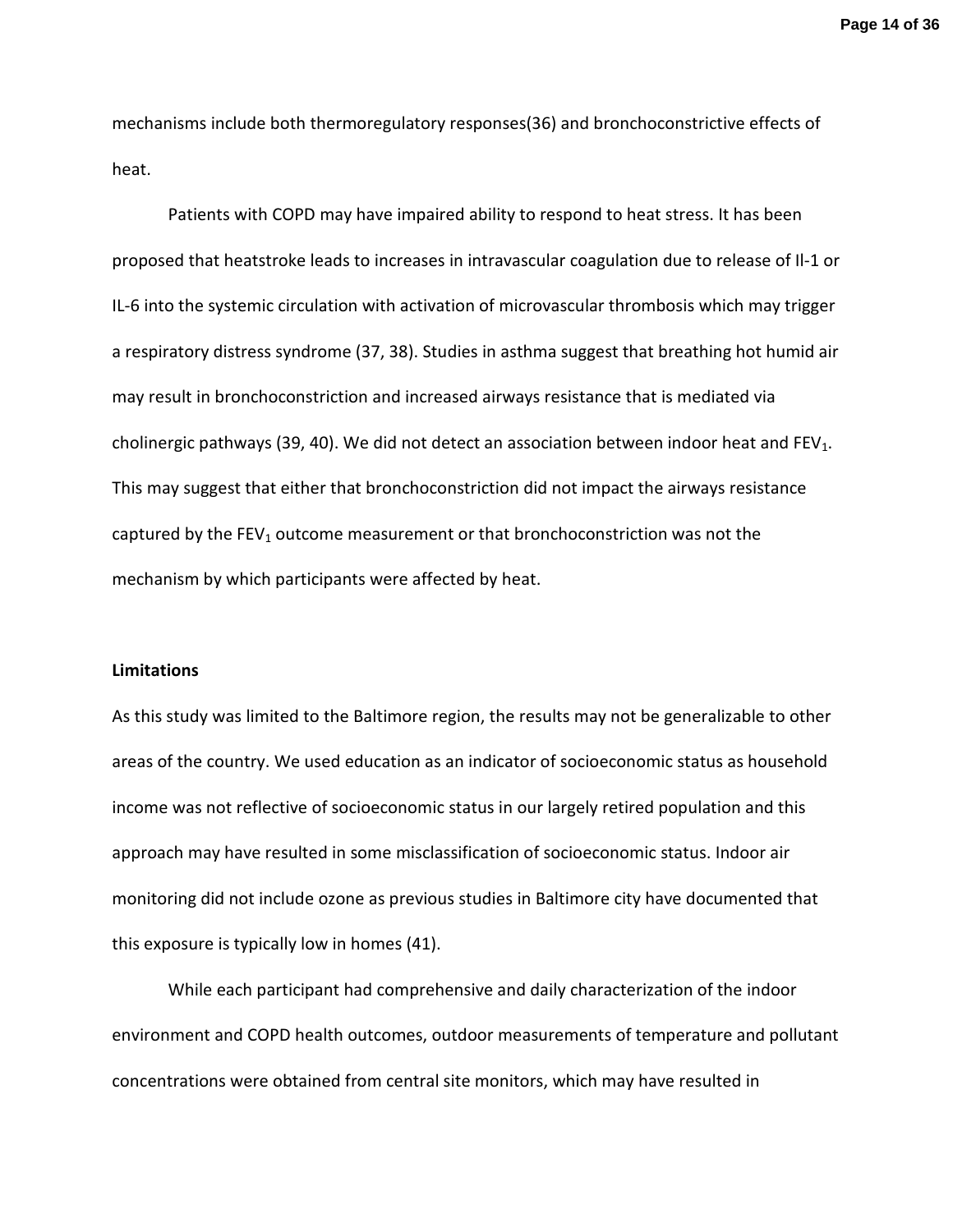mechanisms include both thermoregulatory responses(36) and bronchoconstrictive effects of heat.

Patients with COPD may have impaired ability to respond to heat stress. It has been proposed that heatstroke leads to increases in intravascular coagulation due to release of Il-1 or IL-6 into the systemic circulation with activation of microvascular thrombosis which may trigger a respiratory distress syndrome (37, 38). Studies in asthma suggest that breathing hot humid air may result in bronchoconstriction and increased airways resistance that is mediated via cholinergic pathways (39, 40). We did not detect an association between indoor heat and $FEV_1$. This may suggest that either that bronchoconstriction did not impact the airways resistance captured by the $FEV_1$ outcome measurement or that bronchoconstriction was not the mechanism by which participants were affected by heat.

**Limitations**

As this study was limited to the Baltimore region, the results may not be generalizable to other areas of the country. We used education as an indicator of socioeconomic status as household income was not reflective of socioeconomic status in our largely retired population and this approach may have resulted in some misclassification of socioeconomic status. Indoor air monitoring did not include ozone as previous studies in Baltimore city have documented that this exposure is typically low in homes (41).

While each participant had comprehensive and daily characterization of the indoor environment and COPD health outcomes, outdoor measurements of temperature and pollutant concentrations were obtained from central site monitors, which may have resulted in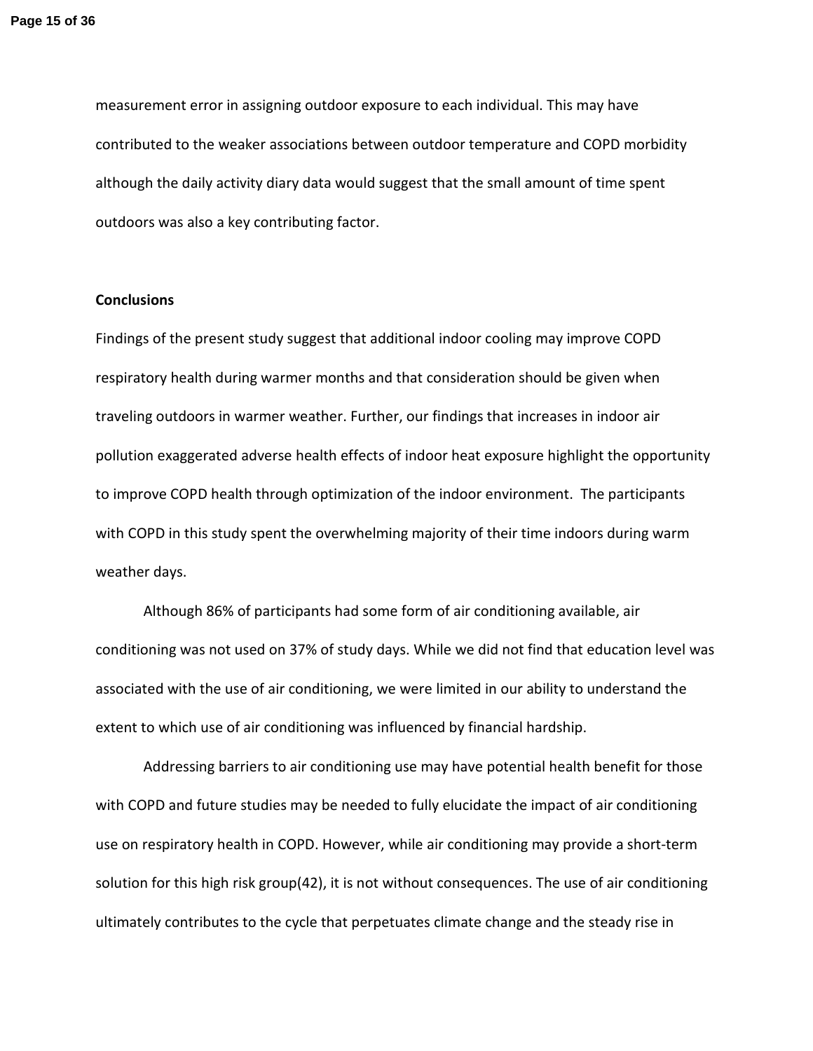measurement error in assigning outdoor exposure to each individual. This may have contributed to the weaker associations between outdoor temperature and COPD morbidity although the daily activity diary data would suggest that the small amount of time spent outdoors was also a key contributing factor.

**Conclusions**

Findings of the present study suggest that additional indoor cooling may improve COPD respiratory health during warmer months and that consideration should be given when traveling outdoors in warmer weather. Further, our findings that increases in indoor air pollution exaggerated adverse health effects of indoor heat exposure highlight the opportunity to improve COPD health through optimization of the indoor environment. The participants with COPD in this study spent the overwhelming majority of their time indoors during warm weather days.

Although 86% of participants had some form of air conditioning available, air conditioning was not used on 37% of study days. While we did not find that education level was associated with the use of air conditioning, we were limited in our ability to understand the extent to which use of air conditioning was influenced by financial hardship.

Addressing barriers to air conditioning use may have potential health benefit for those with COPD and future studies may be needed to fully elucidate the impact of air conditioning use on respiratory health in COPD. However, while air conditioning may provide a short-term solution for this high risk group(42), it is not without consequences. The use of air conditioning ultimately contributes to the cycle that perpetuates climate change and the steady rise in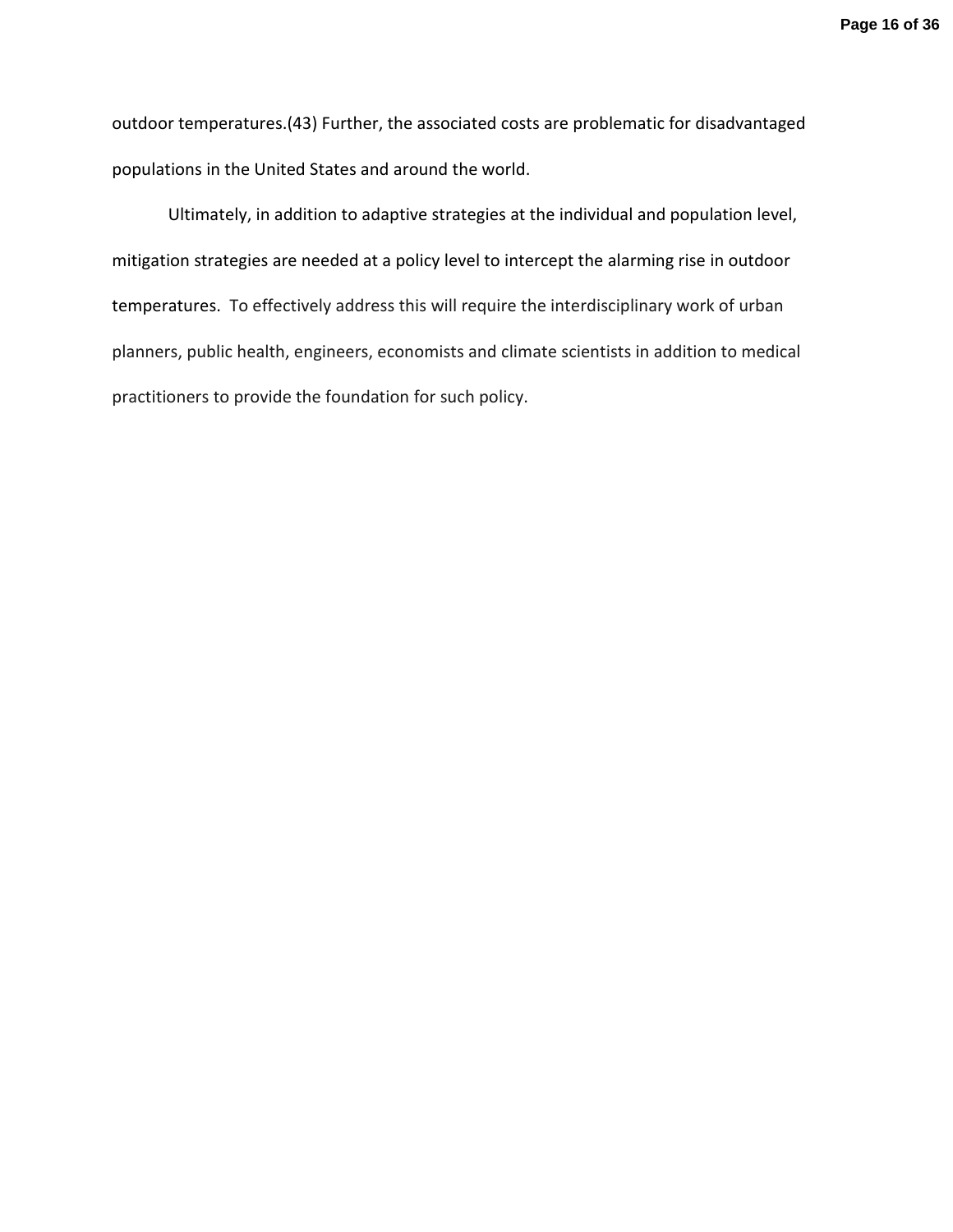outdoor temperatures.(43) Further, the associated costs are problematic for disadvantaged populations in the United States and around the world.

Ultimately, in addition to adaptive strategies at the individual and population level, mitigation strategies are needed at a policy level to intercept the alarming rise in outdoor temperatures. To effectively address this will require the interdisciplinary work of urban planners, public health, engineers, economists and climate scientists in addition to medical practitioners to provide the foundation for such policy.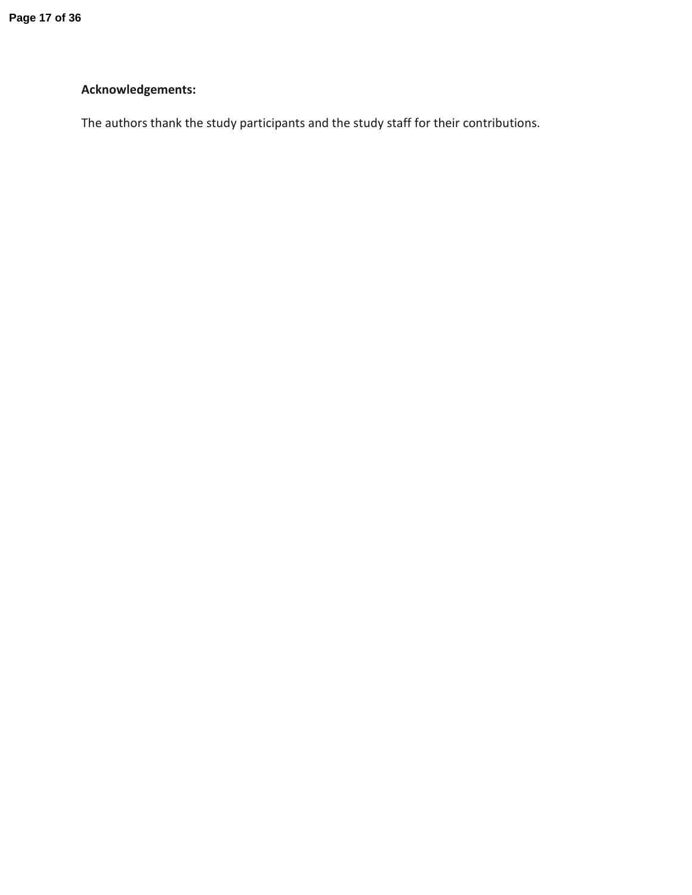**Acknowledgements:**

The authors thank the study participants and the study staff for their contributions.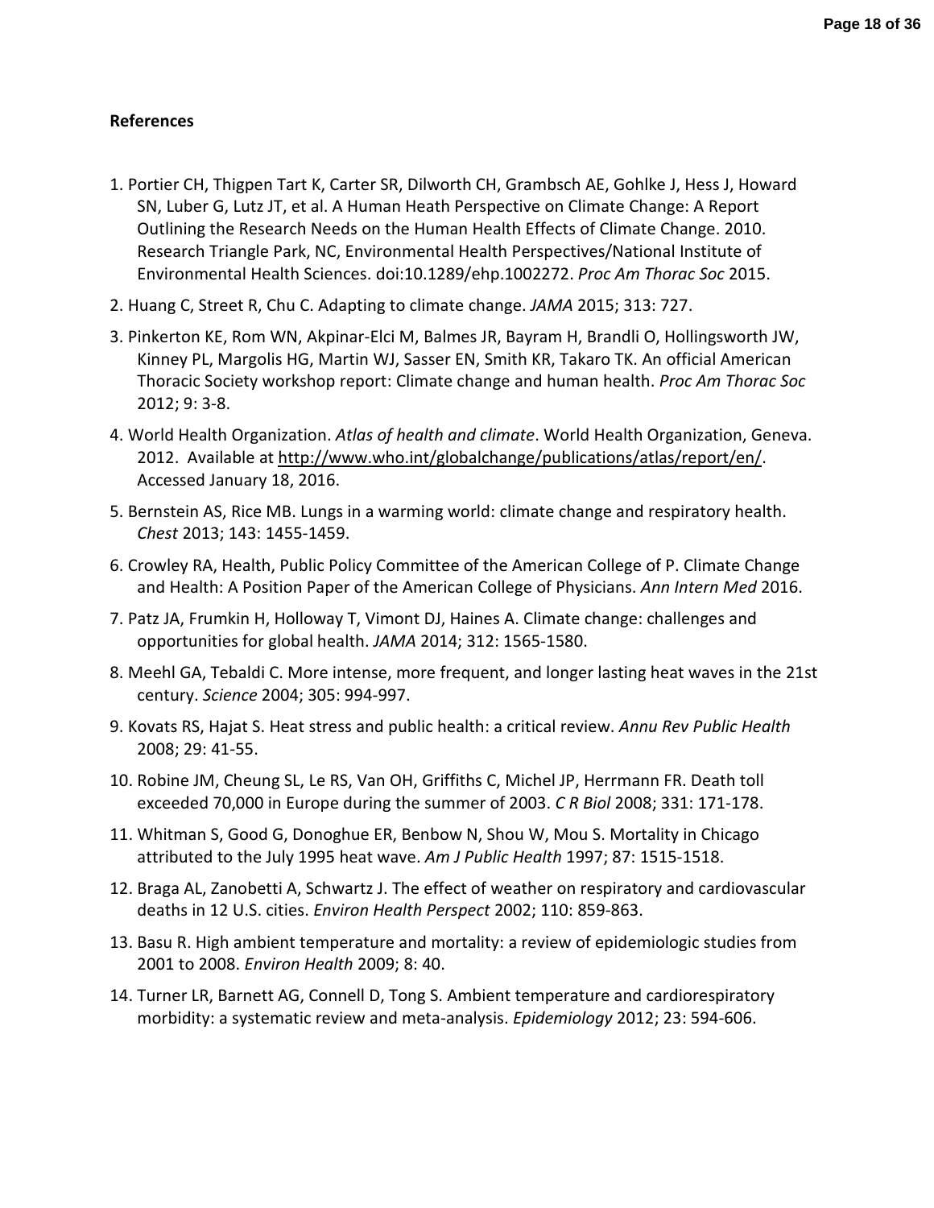**References**

1. Portier CH, Thigpen Tart K, Carter SR, Dilworth CH, Grambsch AE, Gohlke J, Hess J, Howard SN, Luber G, Lutz JT, et al. A Human Heath Perspective on Climate Change: A Report Outlining the Research Needs on the Human Health Effects of Climate Change. 2010. Research Triangle Park, NC, Environmental Health Perspectives/National Institute of Environmental Health Sciences. doi:10.1289/ehp.1002272. *Proc Am Thorac Soc* 2015.
2. Huang C, Street R, Chu C. Adapting to climate change. *JAMA* 2015; 313: 727.
3. Pinkerton KE, Rom WN, Akpinar-Elci M, Balmes JR, Bayram H, Brandli O, Hollingsworth JW, Kinney PL, Margolis HG, Martin WJ, Sasser EN, Smith KR, Takaro TK. An official American Thoracic Society workshop report: Climate change and human health. *Proc Am Thorac Soc* 2012; 9: 3-8.
4. World Health Organization. *Atlas of health and climate*. World Health Organization, Geneva. 2012. Available at http://www.who.int/globalchange/publications/atlas/report/en/. Accessed January 18, 2016.
5. Bernstein AS, Rice MB. Lungs in a warming world: climate change and respiratory health. *Chest* 2013; 143: 1455-1459.
6. Crowley RA, Health, Public Policy Committee of the American College of P. Climate Change and Health: A Position Paper of the American College of Physicians. *Ann Intern Med* 2016.
7. Patz JA, Frumkin H, Holloway T, Vimont DJ, Haines A. Climate change: challenges and opportunities for global health. *JAMA* 2014; 312: 1565-1580.
8. Meehl GA, Tebaldi C. More intense, more frequent, and longer lasting heat waves in the 21st century. *Science* 2004; 305: 994-997.
9. Kovats RS, Hajat S. Heat stress and public health: a critical review. *Annu Rev Public Health* 2008; 29: 41-55.
10. Robine JM, Cheung SL, Le RS, Van OH, Griffiths C, Michel JP, Herrmann FR. Death toll exceeded 70,000 in Europe during the summer of 2003. *C R Biol* 2008; 331: 171-178.
11. Whitman S, Good G, Donoghue ER, Benbow N, Shou W, Mou S. Mortality in Chicago attributed to the July 1995 heat wave. *Am J Public Health* 1997; 87: 1515-1518.
12. Braga AL, Zanobetti A, Schwartz J. The effect of weather on respiratory and cardiovascular deaths in 12 U.S. cities. *Environ Health Perspect* 2002; 110: 859-863.
13. Basu R. High ambient temperature and mortality: a review of epidemiologic studies from 2001 to 2008. *Environ Health* 2009; 8: 40.
14. Turner LR, Barnett AG, Connell D, Tong S. Ambient temperature and cardiorespiratory morbidity: a systematic review and meta-analysis. *Epidemiology* 2012; 23: 594-606.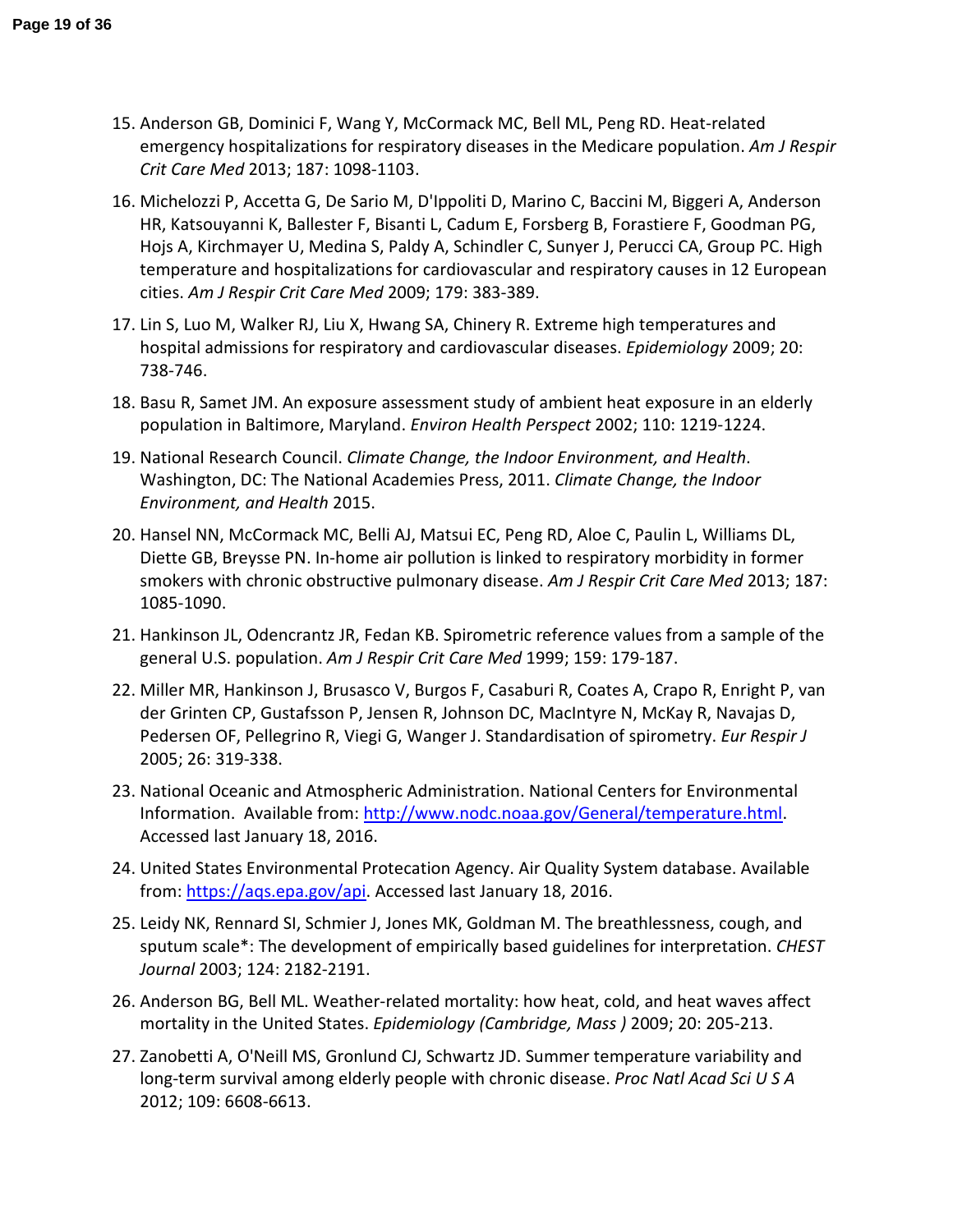15. Anderson GB, Dominici F, Wang Y, McCormack MC, Bell ML, Peng RD. Heat-related emergency hospitalizations for respiratory diseases in the Medicare population. *Am J Respir Crit Care Med* 2013; 187: 1098-1103.

16. Michelozzi P, Accetta G, De Sario M, D'Ippoliti D, Marino C, Baccini M, Biggeri A, Anderson HR, Katsouyanni K, Ballester F, Bisanti L, Cadum E, Forsberg B, Forastiere F, Goodman PG, Hojs A, Kirchmayer U, Medina S, Paldy A, Schindler C, Sunyer J, Perucci CA, Group PC. High temperature and hospitalizations for cardiovascular and respiratory causes in 12 European cities. *Am J Respir Crit Care Med* 2009; 179: 383-389.

17. Lin S, Luo M, Walker RJ, Liu X, Hwang SA, Chinery R. Extreme high temperatures and hospital admissions for respiratory and cardiovascular diseases. *Epidemiology* 2009; 20: 738-746.

18. Basu R, Samet JM. An exposure assessment study of ambient heat exposure in an elderly population in Baltimore, Maryland. *Environ Health Perspect* 2002; 110: 1219-1224.

19. National Research Council. *Climate Change, the Indoor Environment, and Health*. Washington, DC: The National Academies Press, 2011. *Climate Change, the Indoor Environment, and Health* 2015.

20. Hansel NN, McCormack MC, Belli AJ, Matsui EC, Peng RD, Aloe C, Paulin L, Williams DL, Diette GB, Breysse PN. In-home air pollution is linked to respiratory morbidity in former smokers with chronic obstructive pulmonary disease. *Am J Respir Crit Care Med* 2013; 187: 1085-1090.

21. Hankinson JL, Odencrantz JR, Fedan KB. Spirometric reference values from a sample of the general U.S. population. *Am J Respir Crit Care Med* 1999; 159: 179-187.

22. Miller MR, Hankinson J, Brusasco V, Burgos F, Casaburi R, Coates A, Crapo R, Enright P, van der Grinten CP, Gustafsson P, Jensen R, Johnson DC, MacIntyre N, McKay R, Navajas D, Pedersen OF, Pellegrino R, Viegi G, Wanger J. Standardisation of spirometry. *Eur Respir J* 2005; 26: 319-338.

23. National Oceanic and Atmospheric Administration. National Centers for Environmental Information. Available from: [http://www.nodc.noaa.gov/General/temperature.html](http://www.nodc.noaa.gov/General/temperature.html). Accessed last January 18, 2016.

24. United States Environmental Protecation Agency. Air Quality System database. Available from: [https://aqs.epa.gov/api](https://aqs.epa.gov/api). Accessed last January 18, 2016.

25. Leidy NK, Rennard SI, Schmier J, Jones MK, Goldman M. The breathlessness, cough, and sputum scale*: The development of empirically based guidelines for interpretation. *CHEST Journal* 2003; 124: 2182-2191.

26. Anderson BG, Bell ML. Weather-related mortality: how heat, cold, and heat waves affect mortality in the United States. *Epidemiology (Cambridge, Mass )* 2009; 20: 205-213.

27. Zanobetti A, O'Neill MS, Gronlund CJ, Schwartz JD. Summer temperature variability and long-term survival among elderly people with chronic disease. *Proc Natl Acad Sci U S A* 2012; 109: 6608-6613.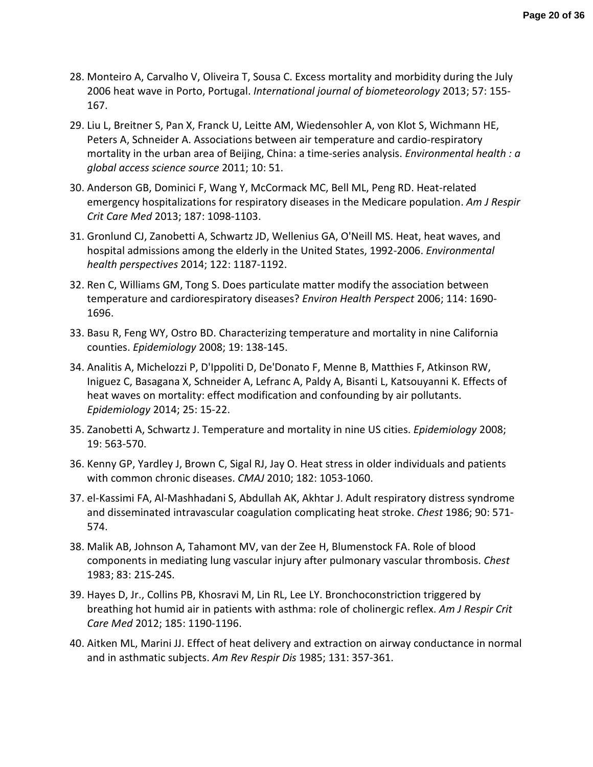28. Monteiro A, Carvalho V, Oliveira T, Sousa C. Excess mortality and morbidity during the July 2006 heat wave in Porto, Portugal. *International journal of biometeorology* 2013; 57: 155-167.
29. Liu L, Breitner S, Pan X, Franck U, Leitte AM, Wiedensohler A, von Klot S, Wichmann HE, Peters A, Schneider A. Associations between air temperature and cardio-respiratory mortality in the urban area of Beijing, China: a time-series analysis. *Environmental health : a global access science source* 2011; 10: 51.
30. Anderson GB, Dominici F, Wang Y, McCormack MC, Bell ML, Peng RD. Heat-related emergency hospitalizations for respiratory diseases in the Medicare population. *Am J Respir Crit Care Med* 2013; 187: 1098-1103.
31. Gronlund CJ, Zanobetti A, Schwartz JD, Wellenius GA, O'Neill MS. Heat, heat waves, and hospital admissions among the elderly in the United States, 1992-2006. *Environmental health perspectives* 2014; 122: 1187-1192.
32. Ren C, Williams GM, Tong S. Does particulate matter modify the association between temperature and cardiorespiratory diseases? *Environ Health Perspect* 2006; 114: 1690-1696.
33. Basu R, Feng WY, Ostro BD. Characterizing temperature and mortality in nine California counties. *Epidemiology* 2008; 19: 138-145.
34. Analitis A, Michelozzi P, D'Ippoliti D, De'Donato F, Menne B, Matthies F, Atkinson RW, Iniguez C, Basagana X, Schneider A, Lefranc A, Paldy A, Bisanti L, Katsouyanni K. Effects of heat waves on mortality: effect modification and confounding by air pollutants. *Epidemiology* 2014; 25: 15-22.
35. Zanobetti A, Schwartz J. Temperature and mortality in nine US cities. *Epidemiology* 2008; 19: 563-570.
36. Kenny GP, Yardley J, Brown C, Sigal RJ, Jay O. Heat stress in older individuals and patients with common chronic diseases. *CMAJ* 2010; 182: 1053-1060.
37. el-Kassimi FA, Al-Mashhadani S, Abdullah AK, Akhtar J. Adult respiratory distress syndrome and disseminated intravascular coagulation complicating heat stroke. *Chest* 1986; 90: 571-574.
38. Malik AB, Johnson A, Tahamont MV, van der Zee H, Blumenstock FA. Role of blood components in mediating lung vascular injury after pulmonary vascular thrombosis. *Chest* 1983; 83: 21S-24S.
39. Hayes D, Jr., Collins PB, Khosravi M, Lin RL, Lee LY. Bronchoconstriction triggered by breathing hot humid air in patients with asthma: role of cholinergic reflex. *Am J Respir Crit Care Med* 2012; 185: 1190-1196.
40. Aitken ML, Marini JJ. Effect of heat delivery and extraction on airway conductance in normal and in asthmatic subjects. *Am Rev Respir Dis* 1985; 131: 357-361.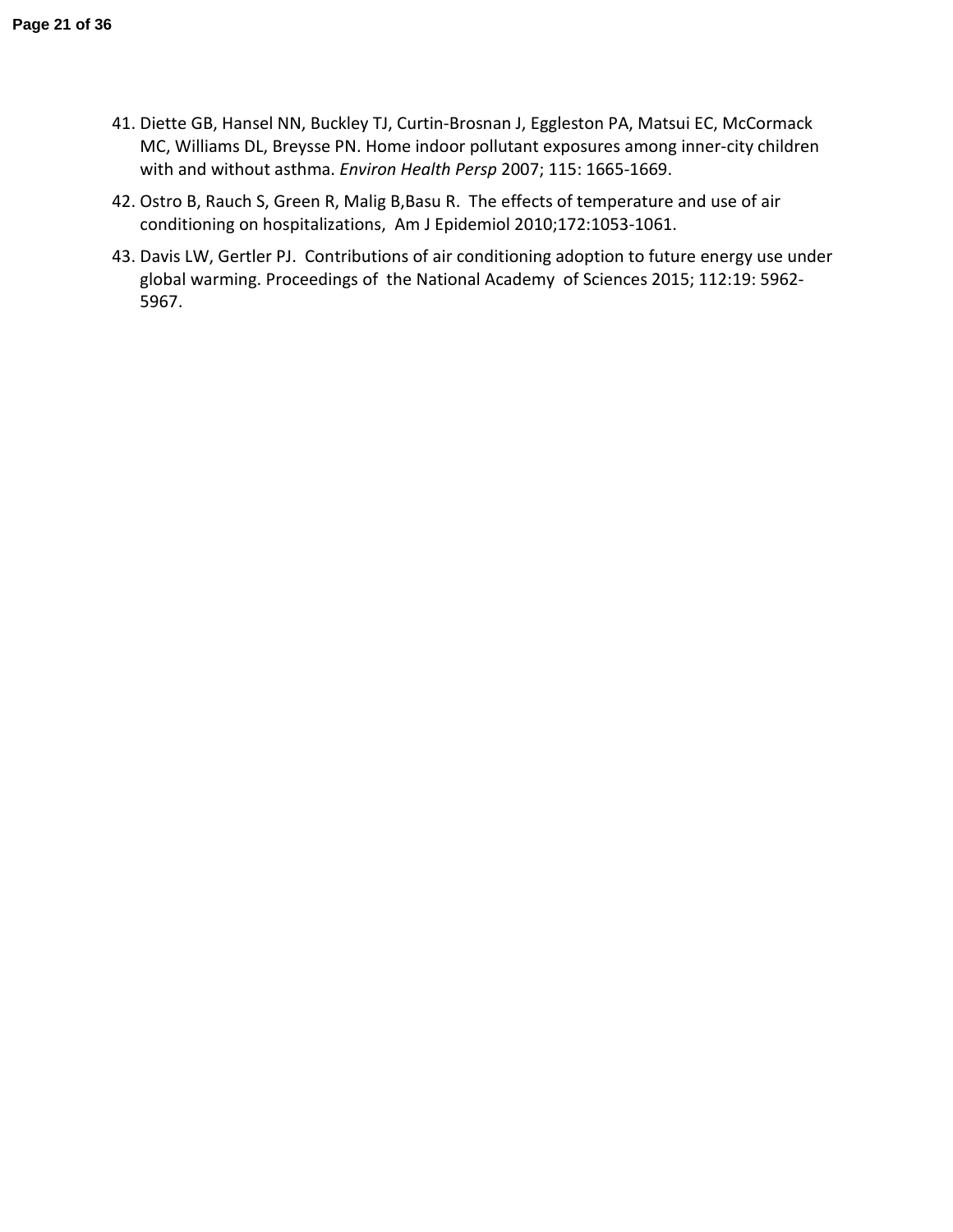41. Diette GB, Hansel NN, Buckley TJ, Curtin-Brosnan J, Eggleston PA, Matsui EC, McCormack MC, Williams DL, Breysse PN. Home indoor pollutant exposures among inner-city children with and without asthma. *Environ Health Persp* 2007; 115: 1665-1669.

42. Ostro B, Rauch S, Green R, Malig B,Basu R. The effects of temperature and use of air conditioning on hospitalizations, Am J Epidemiol 2010;172:1053-1061.

43. Davis LW, Gertler PJ. Contributions of air conditioning adoption to future energy use under global warming. Proceedings of the National Academy of Sciences 2015; 112:19: 5962-5967.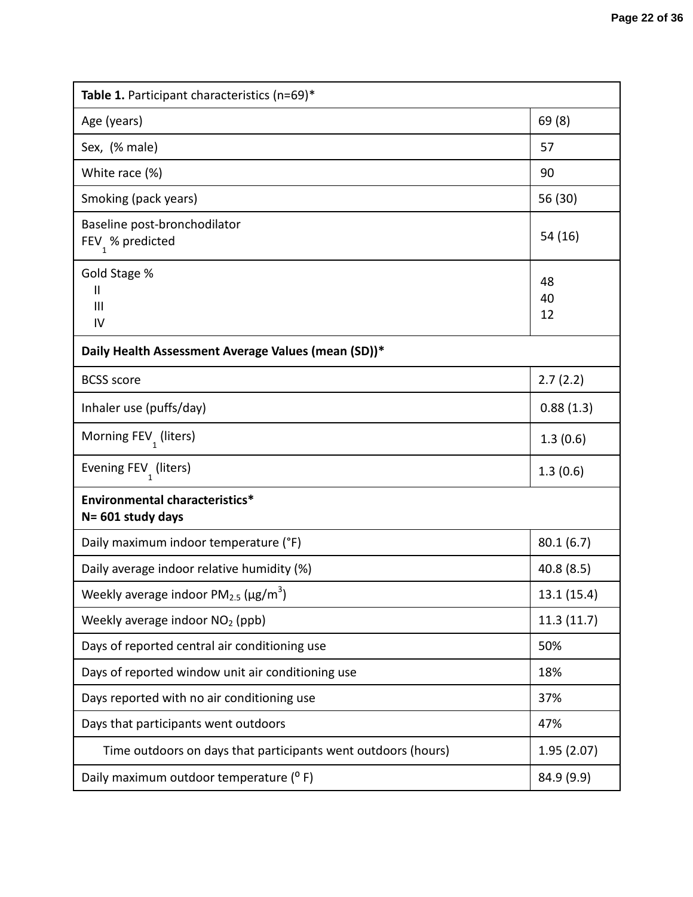| **Table 1.** Participant characteristics (n=69)* | |
|---|---|
| Age (years) | 69 (8) |
| Sex, (% male) | 57 |
| White race (%) | 90 |
| Smoking (pack years) | 56 (30) |
| Baseline post-bronchodilator $FEV_1$ % predicted | 54 (16) |
| Gold Stage % | |
| II | 48 |
| III | 40 |
| IV | 12 |
| **Daily Health Assessment Average Values (mean (SD))*** | |
| BCSS score | 2.7 (2.2) |
| Inhaler use (puffs/day) | 0.88 (1.3) |
| Morning $FEV_1$ (liters) | 1.3 (0.6) |
| Evening $FEV_1$ (liters) | 1.3 (0.6) |
| **Environmental characteristics*** **N= 601 study days** | |
| Daily maximum indoor temperature (°F) | 80.1 (6.7) |
| Daily average indoor relative humidity (%) | 40.8 (8.5) |
| Weekly average indoor $PM_{2.5}$ ($\mu g/m^3$) | 13.1 (15.4) |
| Weekly average indoor $NO_2$ (ppb) | 11.3 (11.7) |
| Days of reported central air conditioning use | 50% |
| Days of reported window unit air conditioning use | 18% |
| Days reported with no air conditioning use | 37% |
| Days that participants went outdoors | 47% |
| Time outdoors on days that participants went outdoors (hours) | 1.95 (2.07) |
| Daily maximum outdoor temperature ($^{o}$ F) | 84.9 (9.9) |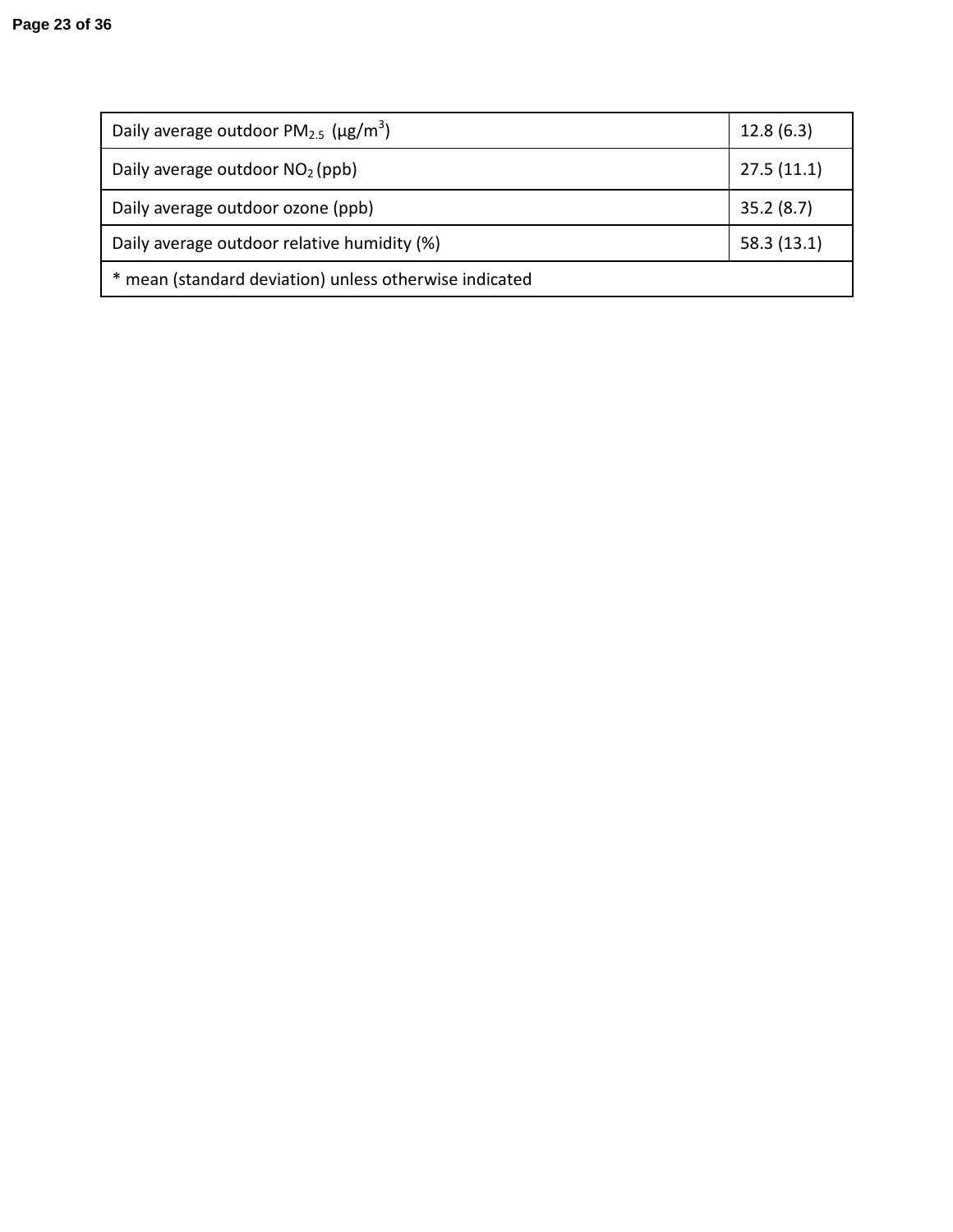| Daily average outdoor $PM_{2.5}$ ($\mu g/m^3$) | 12.8 (6.3) |
| --- | --- |
| Daily average outdoor $NO_2$ (ppb) | 27.5 (11.1) |
| Daily average outdoor ozone (ppb) | 35.2 (8.7) |
| Daily average outdoor relative humidity (%) | 58.3 (13.1) |
| * mean (standard deviation) unless otherwise indicated | |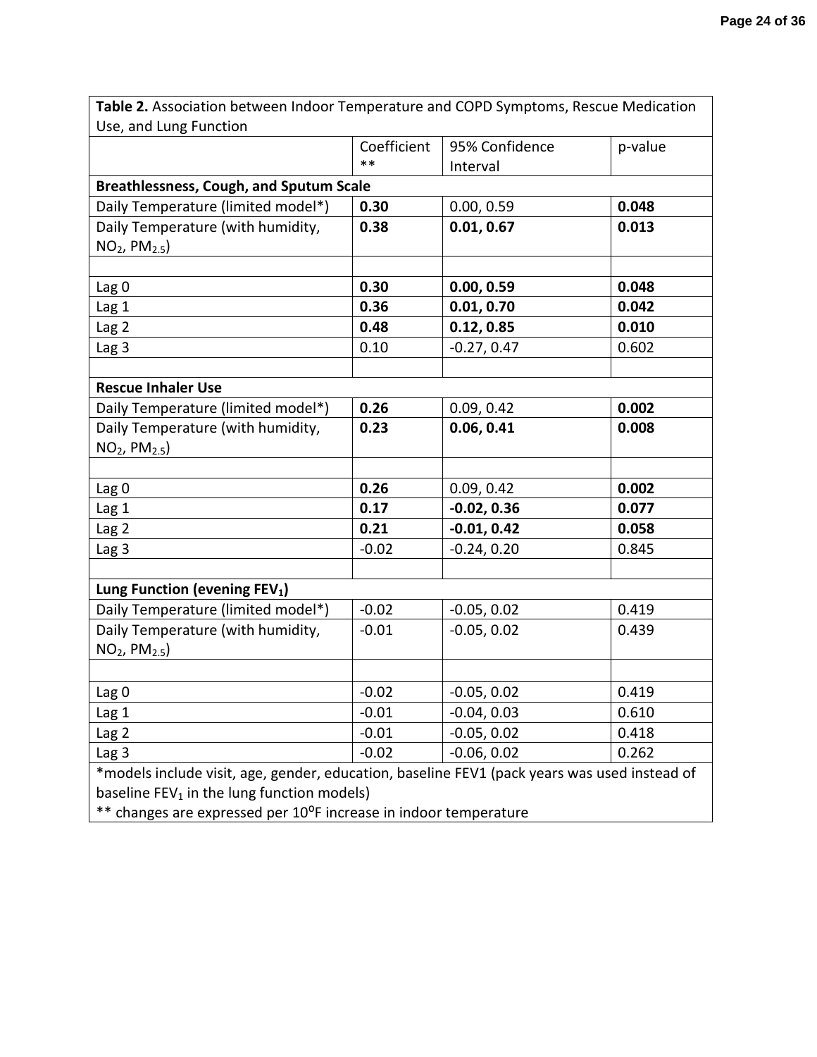**Table 2.** Association between Indoor Temperature and COPD Symptoms, Rescue Medication Use, and Lung Function

| | Coefficient ** | 95% Confidence Interval | p-value |
|---|---|---|---|
| **Breathlessness, Cough, and Sputum Scale** | | | |
| Daily Temperature (limited model*) | **0.30** | 0.00, 0.59 | **0.048** |
| Daily Temperature (with humidity, $NO_2$, $PM_{2.5}$) | **0.38** | **0.01, 0.67** | **0.013** |
| | | | |
| Lag 0 | **0.30** | **0.00, 0.59** | **0.048** |
| Lag 1 | **0.36** | **0.01, 0.70** | **0.042** |
| Lag 2 | **0.48** | **0.12, 0.85** | **0.010** |
| Lag 3 | 0.10 | -0.27, 0.47 | 0.602 |
| | | | |
| **Rescue Inhaler Use** | | | |
| Daily Temperature (limited model*) | **0.26** | 0.09, 0.42 | **0.002** |
| Daily Temperature (with humidity, $NO_2$, $PM_{2.5}$) | **0.23** | **0.06, 0.41** | **0.008** |
| | | | |
| Lag 0 | **0.26** | 0.09, 0.42 | **0.002** |
| Lag 1 | **0.17** | **-0.02, 0.36** | **0.077** |
| Lag 2 | **0.21** | **-0.01, 0.42** | **0.058** |
| Lag 3 | -0.02 | -0.24, 0.20 | 0.845 |
| | | | |
| **Lung Function (evening $FEV_1$)** | | | |
| Daily Temperature (limited model*) | -0.02 | -0.05, 0.02 | 0.419 |
| Daily Temperature (with humidity, $NO_2$, $PM_{2.5}$) | -0.01 | -0.05, 0.02 | 0.439 |
| | | | |
| Lag 0 | -0.02 | -0.05, 0.02 | 0.419 |
| Lag 1 | -0.01 | -0.04, 0.03 | 0.610 |
| Lag 2 | -0.01 | -0.05, 0.02 | 0.418 |
| Lag 3 | -0.02 | -0.06, 0.02 | 0.262 |

*models include visit, age, gender, education, baseline FEV1 (pack years was used instead of baseline $FEV_1$ in the lung function models)
** changes are expressed per $10^{o}$F increase in indoor temperature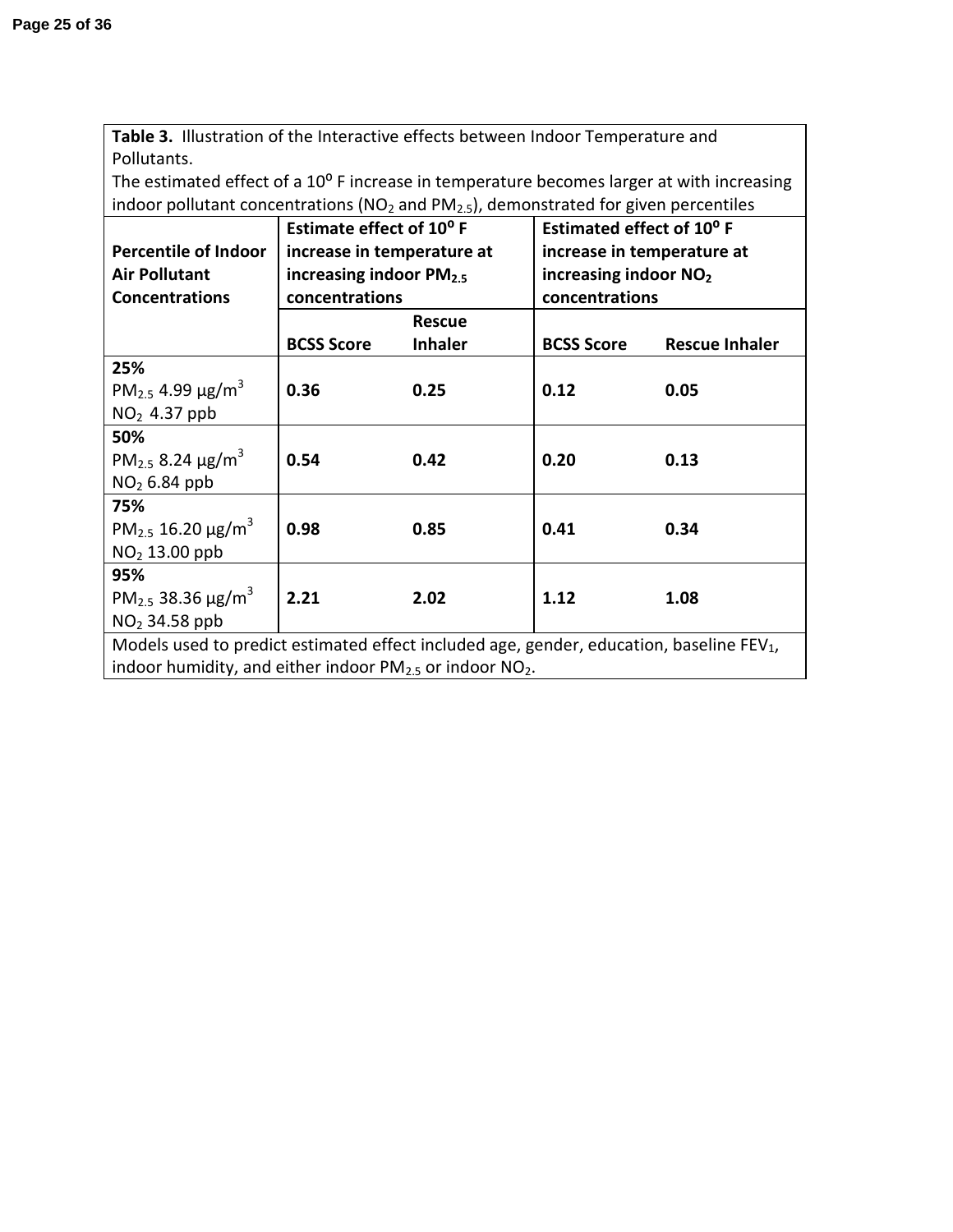**Table 3.** Illustration of the Interactive effects between Indoor Temperature and Pollutants.

The estimated effect of a $10^{o}$ F increase in temperature becomes larger at with increasing indoor pollutant concentrations ($NO_2$ and $PM_{2.5}$), demonstrated for given percentiles

| Percentile of Indoor Air Pollutant Concentrations | Estimate effect of $10^{o}$ F increase in temperature at increasing indoor $PM_{2.5}$ concentrations | | Estimated effect of $10^{o}$ F increase in temperature at increasing indoor $NO_2$ concentrations | |
|---|---|---|---|---|
| | **BCSS Score** | **Rescue Inhaler** | **BCSS Score** | **Rescue Inhaler** |
| **25%** $PM_{2.5}$ 4.99 μg/$m^3$ $NO_2$ 4.37 ppb | **0.36** | **0.25** | **0.12** | **0.05** |
| **50%** $PM_{2.5}$ 8.24 μg/$m^3$ $NO_2$ 6.84 ppb | **0.54** | **0.42** | **0.20** | **0.13** |
| **75%** $PM_{2.5}$ 16.20 μg/$m^3$ $NO_2$ 13.00 ppb | **0.98** | **0.85** | **0.41** | **0.34** |
| **95%** $PM_{2.5}$ 38.36 μg/$m^3$ $NO_2$ 34.58 ppb | **2.21** | **2.02** | **1.12** | **1.08** |

Models used to predict estimated effect included age, gender, education, baseline $FEV_1$, indoor humidity, and either indoor $PM_{2.5}$ or indoor $NO_2$.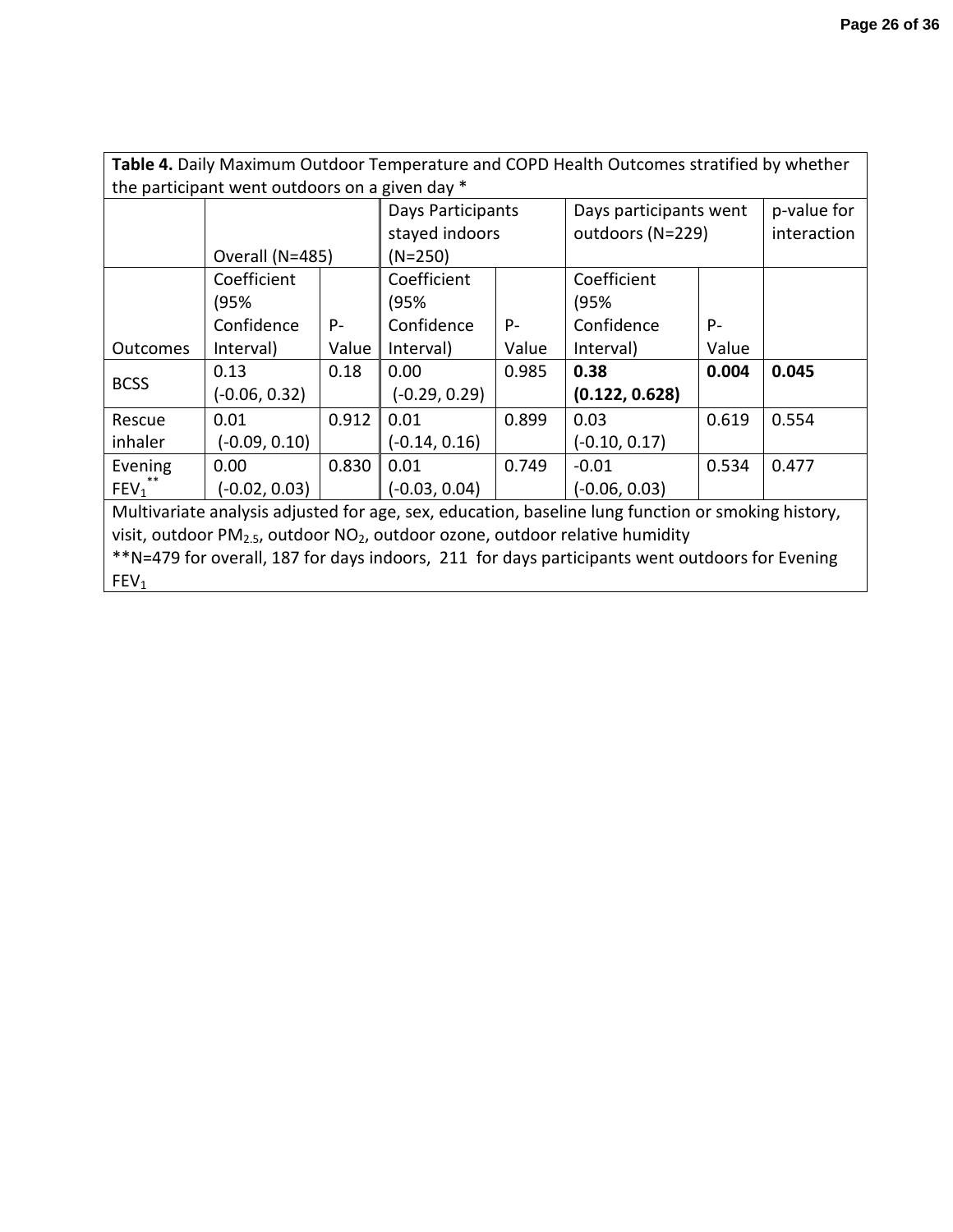**Table 4.** Daily Maximum Outdoor Temperature and COPD Health Outcomes stratified by whether the participant went outdoors on a given day *

| | Overall (N=485) | | Days Participants stayed indoors (N=250) | | Days participants went outdoors (N=229) | | p-value for interaction |
|---|---|---|---|---|---|---|---|
| Outcomes | Coefficient (95% Confidence Interval) | P-Value | Coefficient (95% Confidence Interval) | P-Value | Coefficient (95% Confidence Interval) | P-Value | |
| BCSS | 0.13 (-0.06, 0.32) | 0.18 | 0.00 (-0.29, 0.29) | 0.985 | **0.38 (0.122, 0.628)** | **0.004** | **0.045** |
| Rescue inhaler | 0.01 (-0.09, 0.10) | 0.912 | 0.01 (-0.14, 0.16) | 0.899 | 0.03 (-0.10, 0.17) | 0.619 | 0.554 |
| Evening $FEV_1$** | 0.00 (-0.02, 0.03) | 0.830 | 0.01 (-0.03, 0.04) | 0.749 | -0.01 (-0.06, 0.03) | 0.534 | 0.477 |

Multivariate analysis adjusted for age, sex, education, baseline lung function or smoking history, visit, outdoor $PM_{2.5}$, outdoor $NO_2$, outdoor ozone, outdoor relative humidity

**N=479 for overall, 187 for days indoors, 211 for days participants went outdoors for Evening $FEV_1$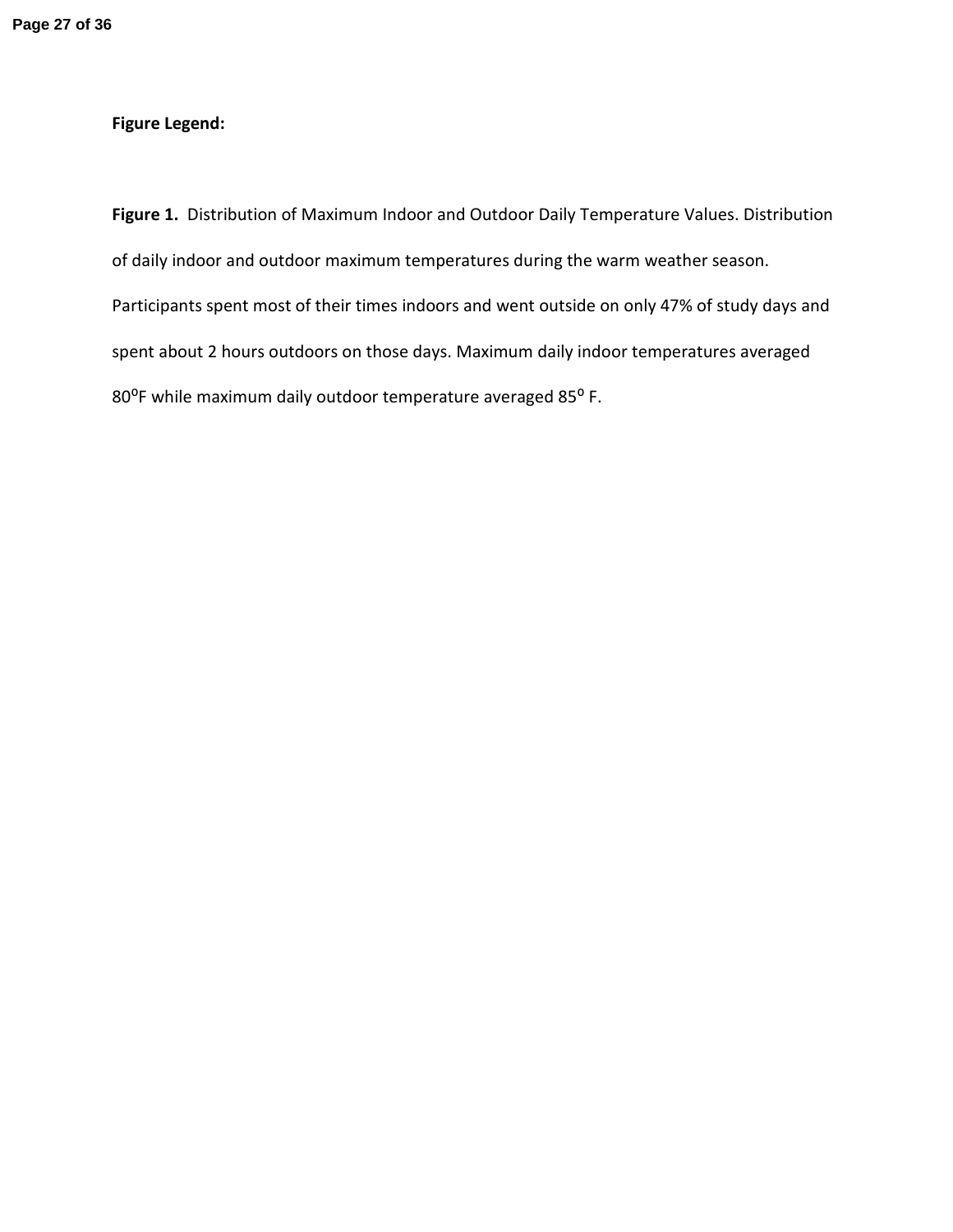**Figure Legend:**

**Figure 1.** Distribution of Maximum Indoor and Outdoor Daily Temperature Values. Distribution of daily indoor and outdoor maximum temperatures during the warm weather season. Participants spent most of their times indoors and went outside on only 47% of study days and spent about 2 hours outdoors on those days. Maximum daily indoor temperatures averaged 80$^{o}$F while maximum daily outdoor temperature averaged 85$^{o}$ F.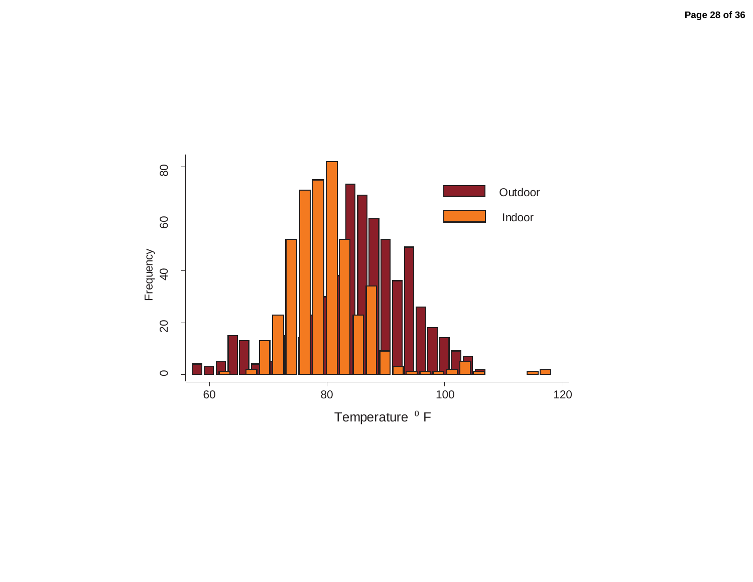Outdoor

Indoor

Frequency

Temperature $^{0}$ F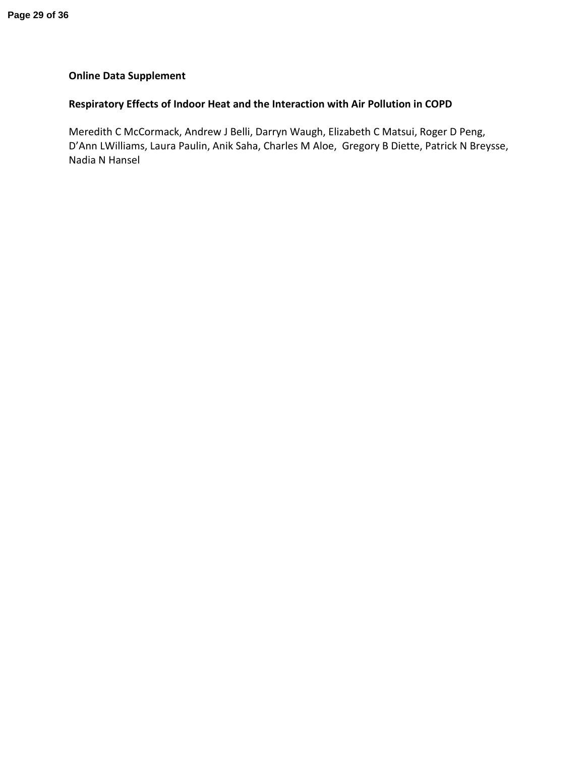**Online Data Supplement**

**Respiratory Effects of Indoor Heat and the Interaction with Air Pollution in COPD**

Meredith C McCormack, Andrew J Belli, Darryn Waugh, Elizabeth C Matsui, Roger D Peng, D'Ann LWilliams, Laura Paulin, Anik Saha, Charles M Aloe, Gregory B Diette, Patrick N Breysse, Nadia N Hansel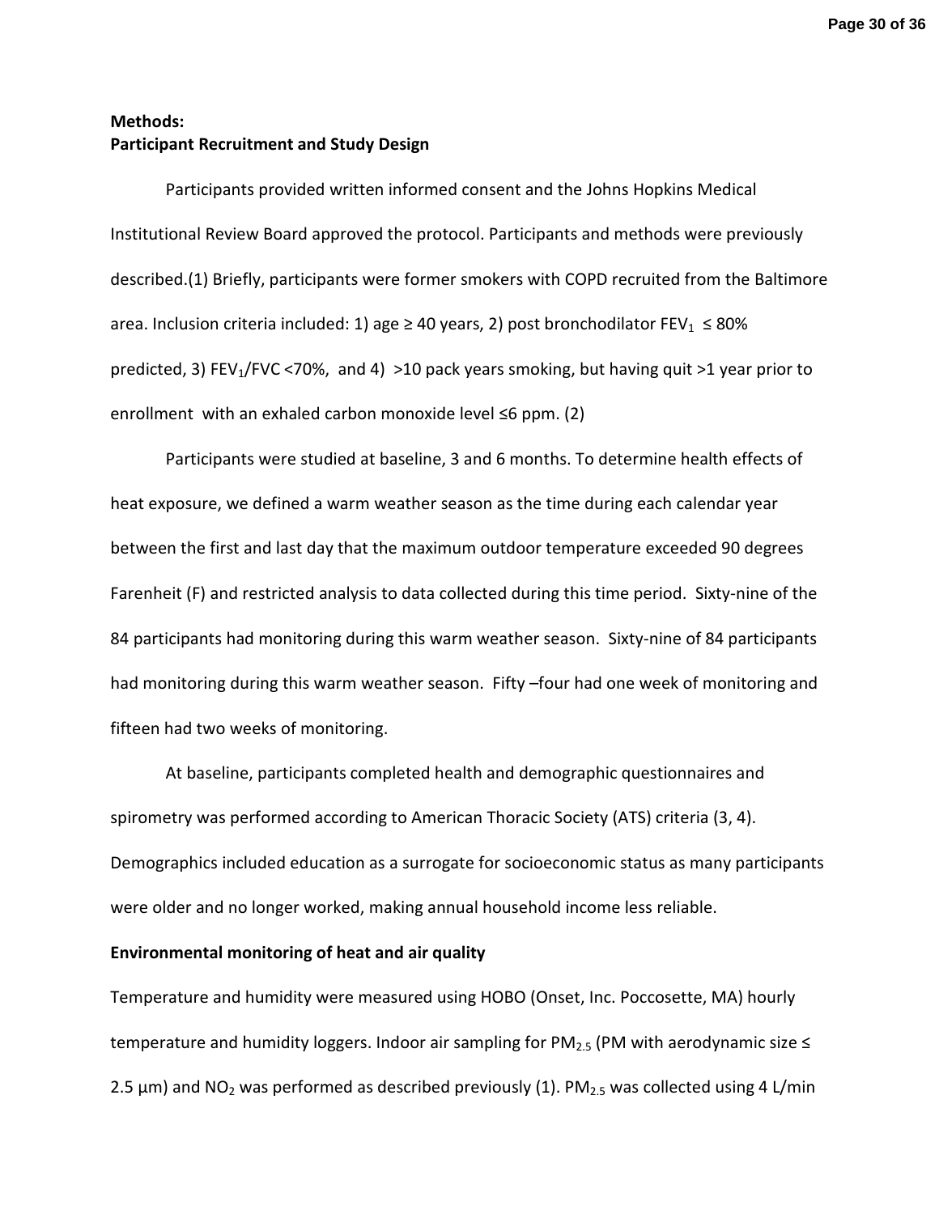**Methods:**

**Participant Recruitment and Study Design**

Participants provided written informed consent and the Johns Hopkins Medical Institutional Review Board approved the protocol. Participants and methods were previously described.(1) Briefly, participants were former smokers with COPD recruited from the Baltimore area. Inclusion criteria included: 1) age ≥ 40 years, 2) post bronchodilator $FEV_1$ ≤ 80% predicted, 3) $FEV_1$/FVC <70%, and 4) >10 pack years smoking, but having quit >1 year prior to enrollment with an exhaled carbon monoxide level ≤6 ppm. (2)

Participants were studied at baseline, 3 and 6 months. To determine health effects of heat exposure, we defined a warm weather season as the time during each calendar year between the first and last day that the maximum outdoor temperature exceeded 90 degrees Farenheit (F) and restricted analysis to data collected during this time period. Sixty-nine of the 84 participants had monitoring during this warm weather season. Sixty-nine of 84 participants had monitoring during this warm weather season. Fifty –four had one week of monitoring and fifteen had two weeks of monitoring.

At baseline, participants completed health and demographic questionnaires and spirometry was performed according to American Thoracic Society (ATS) criteria (3, 4). Demographics included education as a surrogate for socioeconomic status as many participants were older and no longer worked, making annual household income less reliable.

**Environmental monitoring of heat and air quality**

Temperature and humidity were measured using HOBO (Onset, Inc. Poccosette, MA) hourly temperature and humidity loggers. Indoor air sampling for $PM_{2.5}$ (PM with aerodynamic size ≤ 2.5 μm) and $NO_2$ was performed as described previously (1). $PM_{2.5}$ was collected using 4 L/min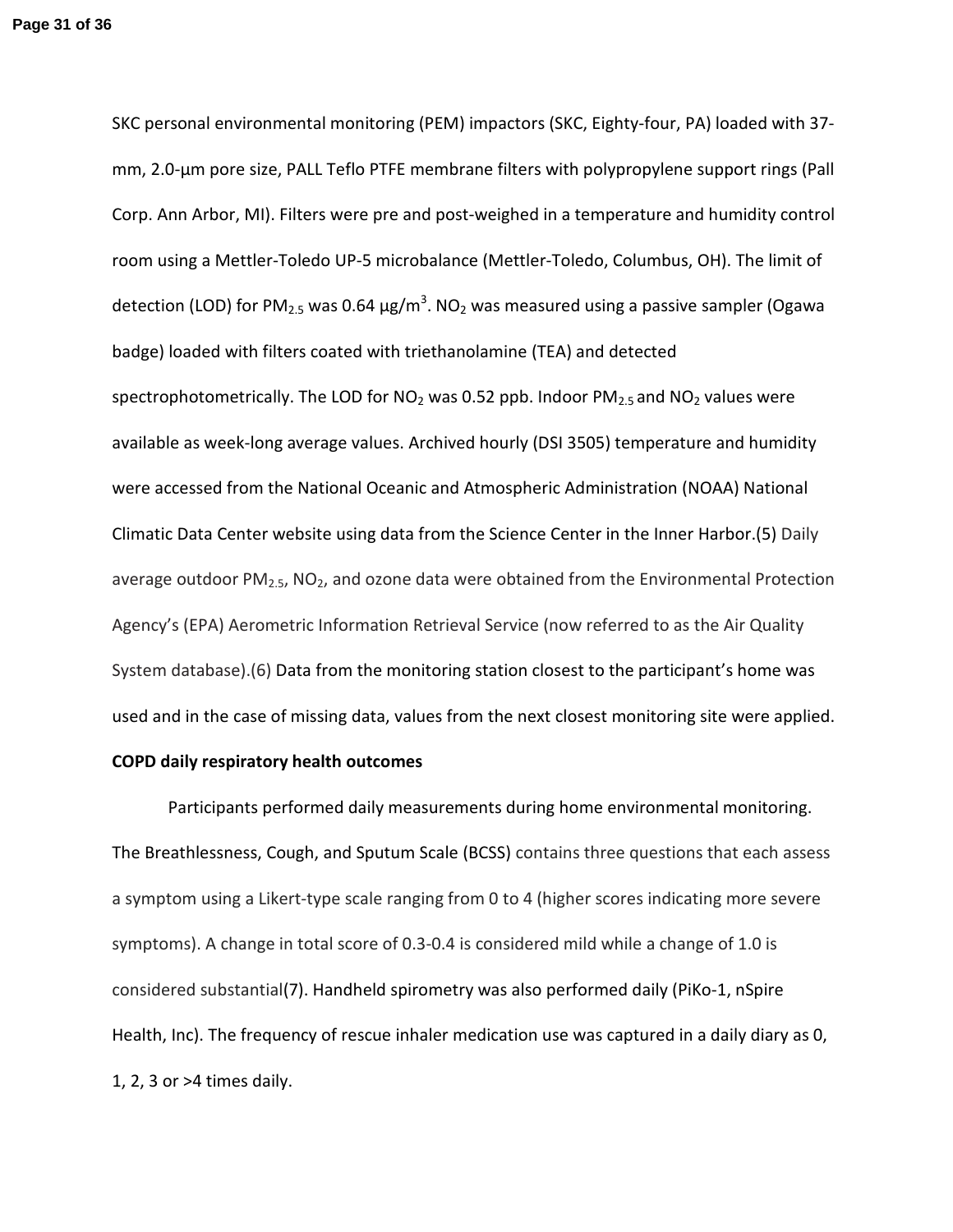SKC personal environmental monitoring (PEM) impactors (SKC, Eighty-four, PA) loaded with 37-mm, 2.0-μm pore size, PALL Teflo PTFE membrane filters with polypropylene support rings (Pall Corp. Ann Arbor, MI). Filters were pre and post-weighed in a temperature and humidity control room using a Mettler-Toledo UP-5 microbalance (Mettler-Toledo, Columbus, OH). The limit of detection (LOD) for $PM_{2.5}$ was 0.64 μg/$m^3$. $NO_2$ was measured using a passive sampler (Ogawa badge) loaded with filters coated with triethanolamine (TEA) and detected spectrophotometrically. The LOD for $NO_2$ was 0.52 ppb. Indoor $PM_{2.5}$ and $NO_2$ values were available as week-long average values. Archived hourly (DSI 3505) temperature and humidity were accessed from the National Oceanic and Atmospheric Administration (NOAA) National Climatic Data Center website using data from the Science Center in the Inner Harbor.(5) Daily average outdoor $PM_{2.5}$, $NO_2$, and ozone data were obtained from the Environmental Protection Agency's (EPA) Aerometric Information Retrieval Service (now referred to as the Air Quality System database).(6) Data from the monitoring station closest to the participant's home was used and in the case of missing data, values from the next closest monitoring site were applied.

**COPD daily respiratory health outcomes**

Participants performed daily measurements during home environmental monitoring. The Breathlessness, Cough, and Sputum Scale (BCSS) contains three questions that each assess a symptom using a Likert-type scale ranging from 0 to 4 (higher scores indicating more severe symptoms). A change in total score of 0.3-0.4 is considered mild while a change of 1.0 is considered substantial(7). Handheld spirometry was also performed daily (PiKo-1, nSpire Health, Inc). The frequency of rescue inhaler medication use was captured in a daily diary as 0, 1, 2, 3 or >4 times daily.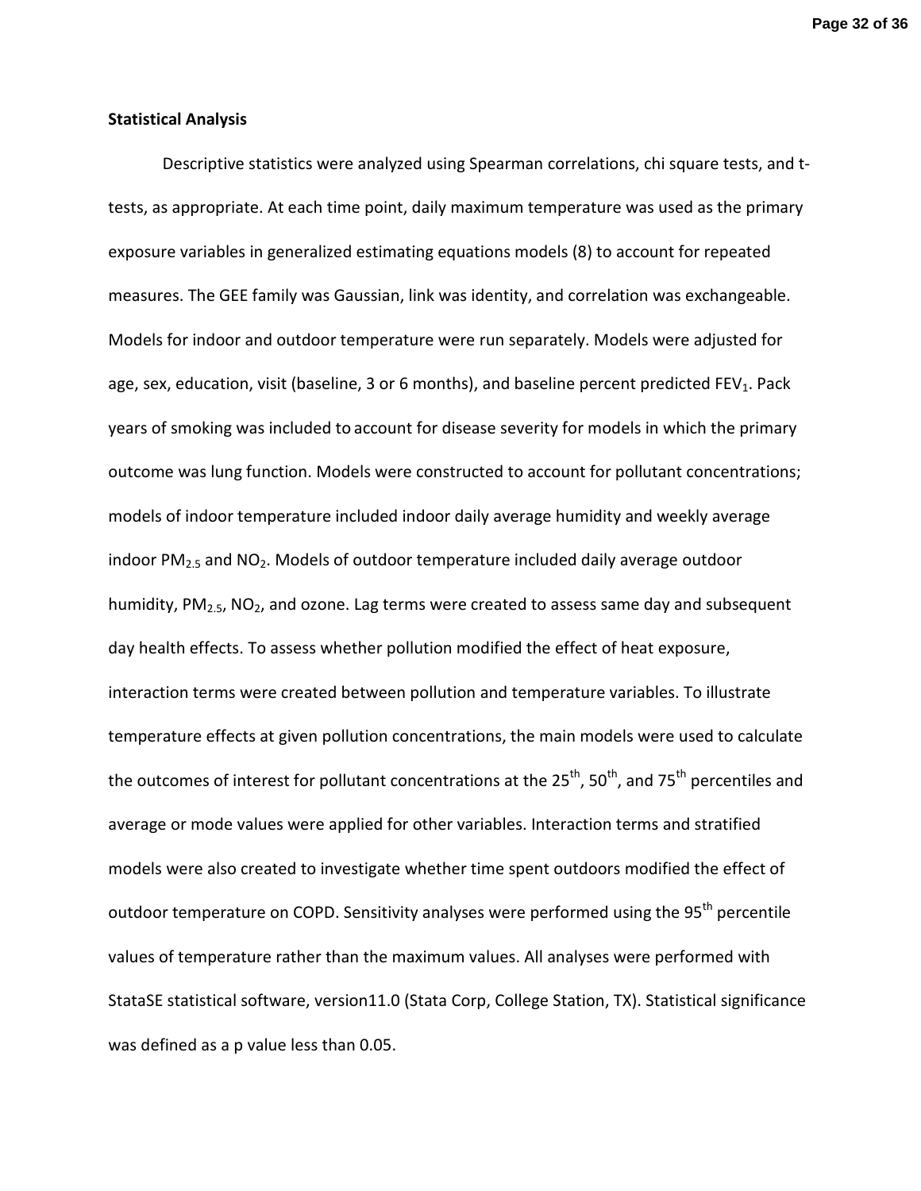**Statistical Analysis**

Descriptive statistics were analyzed using Spearman correlations, chi square tests, and t-tests, as appropriate. At each time point, daily maximum temperature was used as the primary exposure variables in generalized estimating equations models (8) to account for repeated measures. The GEE family was Gaussian, link was identity, and correlation was exchangeable. Models for indoor and outdoor temperature were run separately. Models were adjusted for age, sex, education, visit (baseline, 3 or 6 months), and baseline percent predicted $FEV_1$. Pack years of smoking was included to account for disease severity for models in which the primary outcome was lung function. Models were constructed to account for pollutant concentrations; models of indoor temperature included indoor daily average humidity and weekly average indoor $PM_{2.5}$ and $NO_2$. Models of outdoor temperature included daily average outdoor humidity, $PM_{2.5}$, $NO_2$, and ozone. Lag terms were created to assess same day and subsequent day health effects. To assess whether pollution modified the effect of heat exposure, interaction terms were created between pollution and temperature variables. To illustrate temperature effects at given pollution concentrations, the main models were used to calculate the outcomes of interest for pollutant concentrations at the $25^{th}$, $50^{th}$, and $75^{th}$ percentiles and average or mode values were applied for other variables. Interaction terms and stratified models were also created to investigate whether time spent outdoors modified the effect of outdoor temperature on COPD. Sensitivity analyses were performed using the $95^{th}$ percentile values of temperature rather than the maximum values. All analyses were performed with StataSE statistical software, version11.0 (Stata Corp, College Station, TX). Statistical significance was defined as a p value less than 0.05.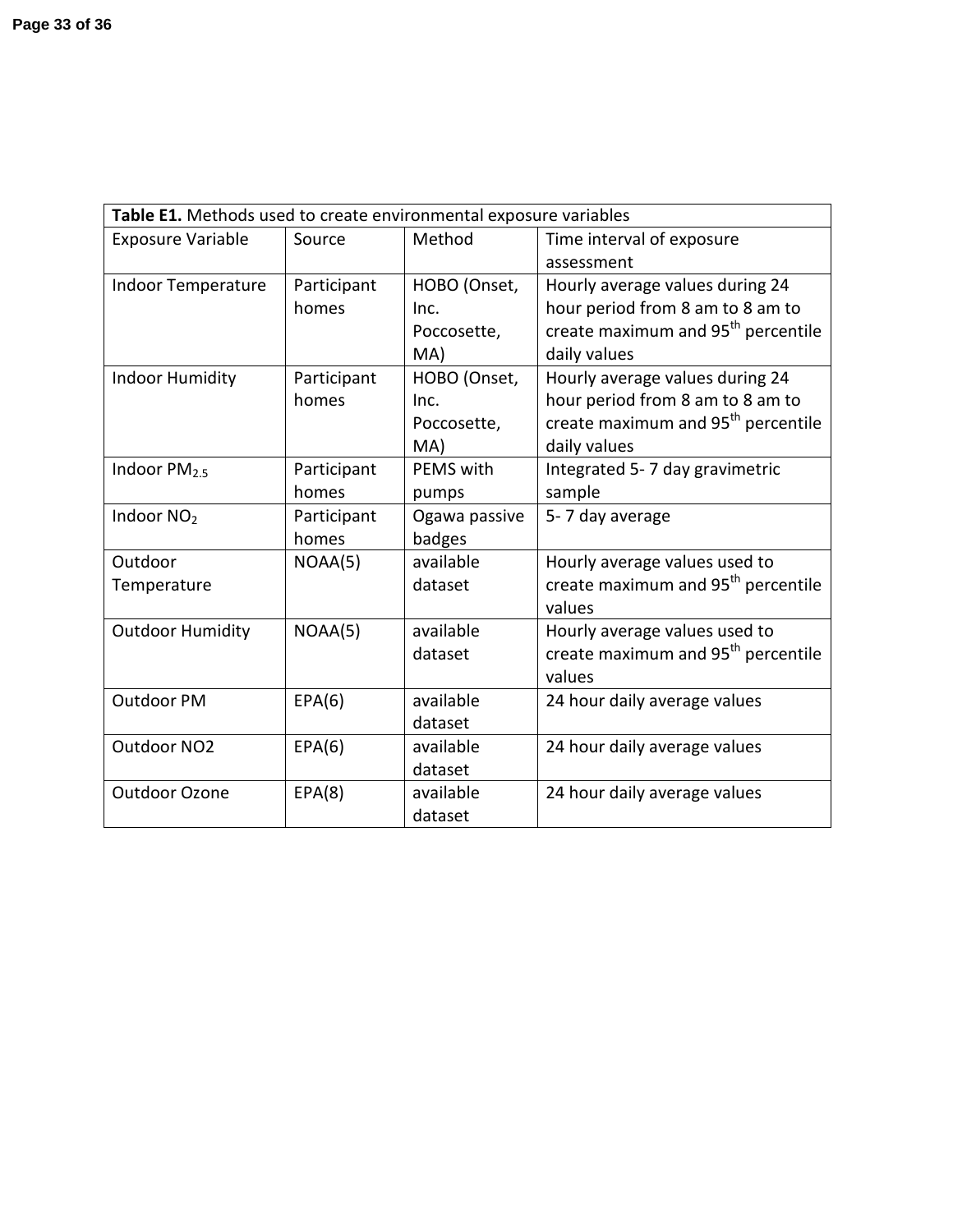**Table E1.** Methods used to create environmental exposure variables

| Exposure Variable | Source | Method | Time interval of exposure assessment |
| --- | --- | --- | --- |
| Indoor Temperature | Participant homes | HOBO (Onset, Inc. Poccosette, MA) | Hourly average values during 24 hour period from 8 am to 8 am to create maximum and 95$^{th}$ percentile daily values |
| Indoor Humidity | Participant homes | HOBO (Onset, Inc. Poccosette, MA) | Hourly average values during 24 hour period from 8 am to 8 am to create maximum and 95$^{th}$ percentile daily values |
| Indoor $PM_{2.5}$ | Participant homes | PEMS with pumps | Integrated 5- 7 day gravimetric sample |
| Indoor $NO_2$ | Participant homes | Ogawa passive badges | 5- 7 day average |
| Outdoor Temperature | NOAA(5) | available dataset | Hourly average values used to create maximum and 95$^{th}$ percentile values |
| Outdoor Humidity | NOAA(5) | available dataset | Hourly average values used to create maximum and 95$^{th}$ percentile values |
| Outdoor PM | EPA(6) | available dataset | 24 hour daily average values |
| Outdoor NO2 | EPA(6) | available dataset | 24 hour daily average values |
| Outdoor Ozone | EPA(8) | available dataset | 24 hour daily average values |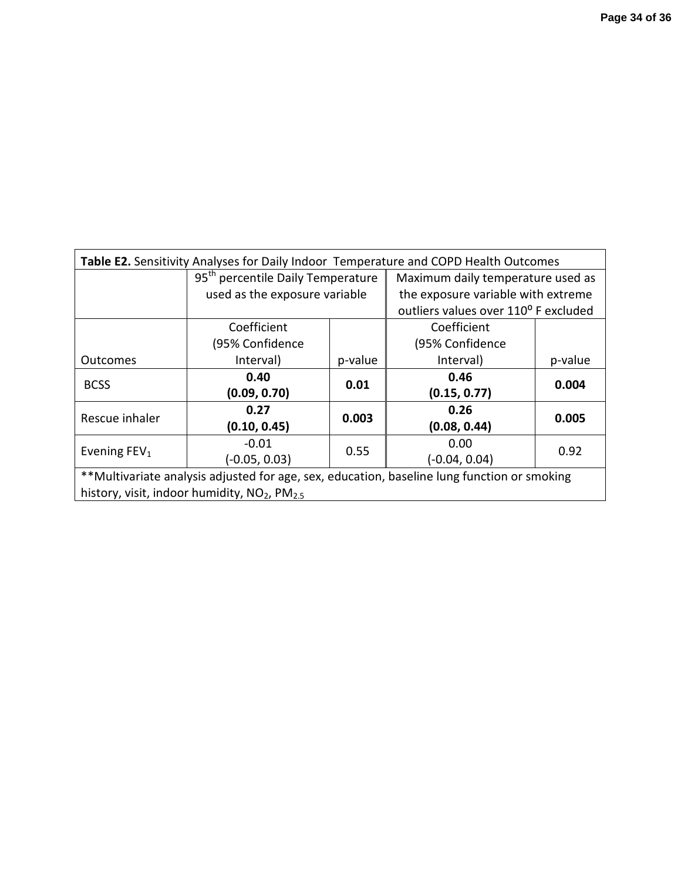**Table E2.** Sensitivity Analyses for Daily Indoor Temperature and COPD Health Outcomes

| | 95th percentile Daily Temperature used as the exposure variable | | Maximum daily temperature used as the exposure variable with extreme outliers values over 110° F excluded | |
|---|---|---|---|---|
| Outcomes | Coefficient (95% Confidence Interval) | p-value | Coefficient (95% Confidence Interval) | p-value |
| BCSS | **0.40 (0.09, 0.70)** | **0.01** | **0.46 (0.15, 0.77)** | **0.004** |
| Rescue inhaler | **0.27 (0.10, 0.45)** | **0.003** | **0.26 (0.08, 0.44)** | **0.005** |
| Evening $FEV_1$ | -0.01 (-0.05, 0.03) | 0.55 | 0.00 (-0.04, 0.04) | 0.92 |

**Multivariate analysis adjusted for age, sex, education, baseline lung function or smoking history, visit, indoor humidity, $NO_2$, $PM_{2.5}$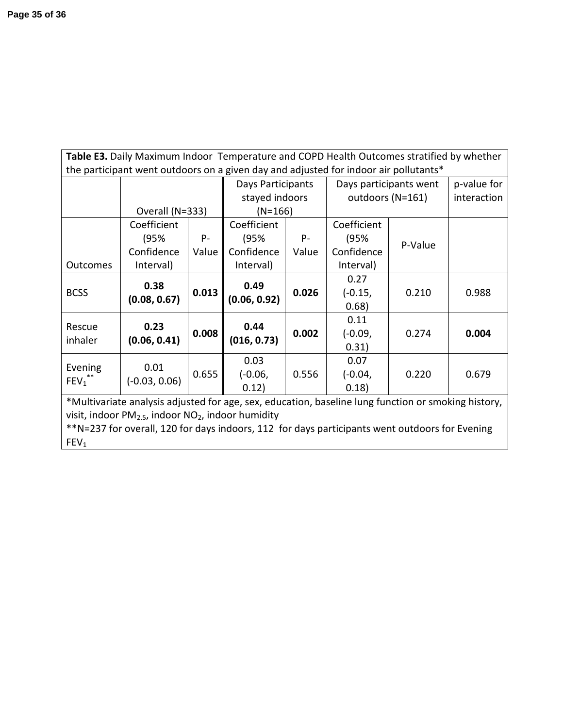**Table E3.** Daily Maximum Indoor Temperature and COPD Health Outcomes stratified by whether the participant went outdoors on a given day and adjusted for indoor air pollutants*

| | Overall (N=333) | | Days Participants stayed indoors (N=166) | | Days participants went outdoors (N=161) | | p-value for interaction |
|---|---|---|---|---|---|---|---|
| Outcomes | Coefficient (95% Confidence Interval) | P-Value | Coefficient (95% Confidence Interval) | P-Value | Coefficient (95% Confidence Interval) | P-Value | |
| BCSS | **0.38 (0.08, 0.67)** | **0.013** | **0.49 (0.06, 0.92)** | **0.026** | 0.27 (-0.15, 0.68) | 0.210 | 0.988 |
| Rescue inhaler | **0.23 (0.06, 0.41)** | **0.008** | **0.44 (016, 0.73)** | **0.002** | 0.11 (-0.09, 0.31) | 0.274 | **0.004** |
| Evening $FEV_1$** | 0.01 (-0.03, 0.06) | 0.655 | 0.03 (-0.06, 0.12) | 0.556 | 0.07 (-0.04, 0.18) | 0.220 | 0.679 |

*Multivariate analysis adjusted for age, sex, education, baseline lung function or smoking history, visit, indoor $PM_{2.5}$, indoor $NO_2$, indoor humidity

**N=237 for overall, 120 for days indoors, 112 for days participants went outdoors for Evening $FEV_1$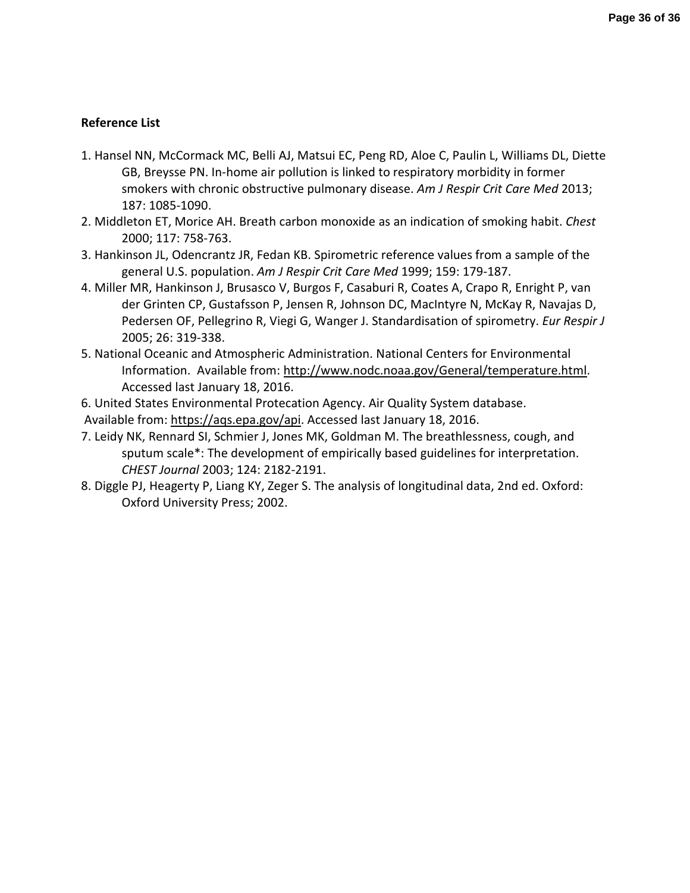**Reference List**

1. Hansel NN, McCormack MC, Belli AJ, Matsui EC, Peng RD, Aloe C, Paulin L, Williams DL, Diette GB, Breysse PN. In-home air pollution is linked to respiratory morbidity in former smokers with chronic obstructive pulmonary disease. *Am J Respir Crit Care Med* 2013; 187: 1085-1090.
2. Middleton ET, Morice AH. Breath carbon monoxide as an indication of smoking habit. *Chest* 2000; 117: 758-763.
3. Hankinson JL, Odencrantz JR, Fedan KB. Spirometric reference values from a sample of the general U.S. population. *Am J Respir Crit Care Med* 1999; 159: 179-187.
4. Miller MR, Hankinson J, Brusasco V, Burgos F, Casaburi R, Coates A, Crapo R, Enright P, van der Grinten CP, Gustafsson P, Jensen R, Johnson DC, MacIntyre N, McKay R, Navajas D, Pedersen OF, Pellegrino R, Viegi G, Wanger J. Standardisation of spirometry. *Eur Respir J* 2005; 26: 319-338.
5. National Oceanic and Atmospheric Administration. National Centers for Environmental Information. Available from: http://www.nodc.noaa.gov/General/temperature.html. Accessed last January 18, 2016.
6. United States Environmental Protecation Agency. Air Quality System database. Available from: https://aqs.epa.gov/api. Accessed last January 18, 2016.
7. Leidy NK, Rennard SI, Schmier J, Jones MK, Goldman M. The breathlessness, cough, and sputum scale*: The development of empirically based guidelines for interpretation. *CHEST Journal* 2003; 124: 2182-2191.
8. Diggle PJ, Heagerty P, Liang KY, Zeger S. The analysis of longitudinal data, 2nd ed. Oxford: Oxford University Press; 2002.